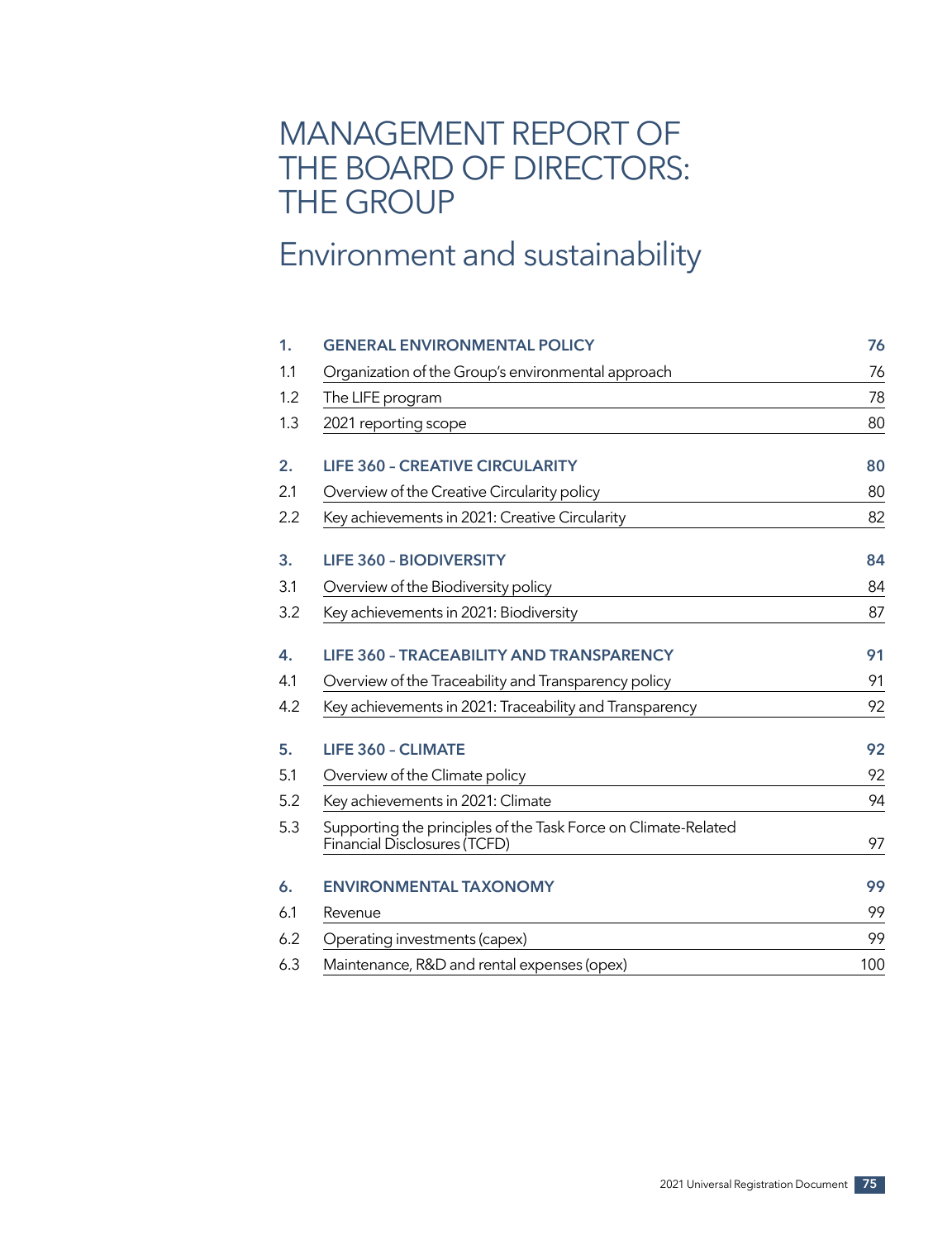# MANAGEMENT REPORT OF THE BOARD OF DIRECTORS: THE GROUP

## Environment and sustainability

| | | |
|---|---|---|
| **1.** | **GENERAL ENVIRONMENTAL POLICY** | **76** |
| 1.1 | Organization of the Group's environmental approach | 76 |
| 1.2 | The LIFE program | 78 |
| 1.3 | 2021 reporting scope | 80 |
| **2.** | **LIFE 360 – CREATIVE CIRCULARITY** | **80** |
| 2.1 | Overview of the Creative Circularity policy | 80 |
| 2.2 | Key achievements in 2021: Creative Circularity | 82 |
| **3.** | **LIFE 360 – BIODIVERSITY** | **84** |
| 3.1 | Overview of the Biodiversity policy | 84 |
| 3.2 | Key achievements in 2021: Biodiversity | 87 |
| **4.** | **LIFE 360 – TRACEABILITY AND TRANSPARENCY** | **91** |
| 4.1 | Overview of the Traceability and Transparency policy | 91 |
| 4.2 | Key achievements in 2021: Traceability and Transparency | 92 |
| **5.** | **LIFE 360 – CLIMATE** | **92** |
| 5.1 | Overview of the Climate policy | 92 |
| 5.2 | Key achievements in 2021: Climate | 94 |
| 5.3 | Supporting the principles of the Task Force on Climate-Related Financial Disclosures (TCFD) | 97 |
| **6.** | **ENVIRONMENTAL TAXONOMY** | **99** |
| 6.1 | Revenue | 99 |
| 6.2 | Operating investments (capex) | 99 |
| 6.3 | Maintenance, R&D and rental expenses (opex) | 100 |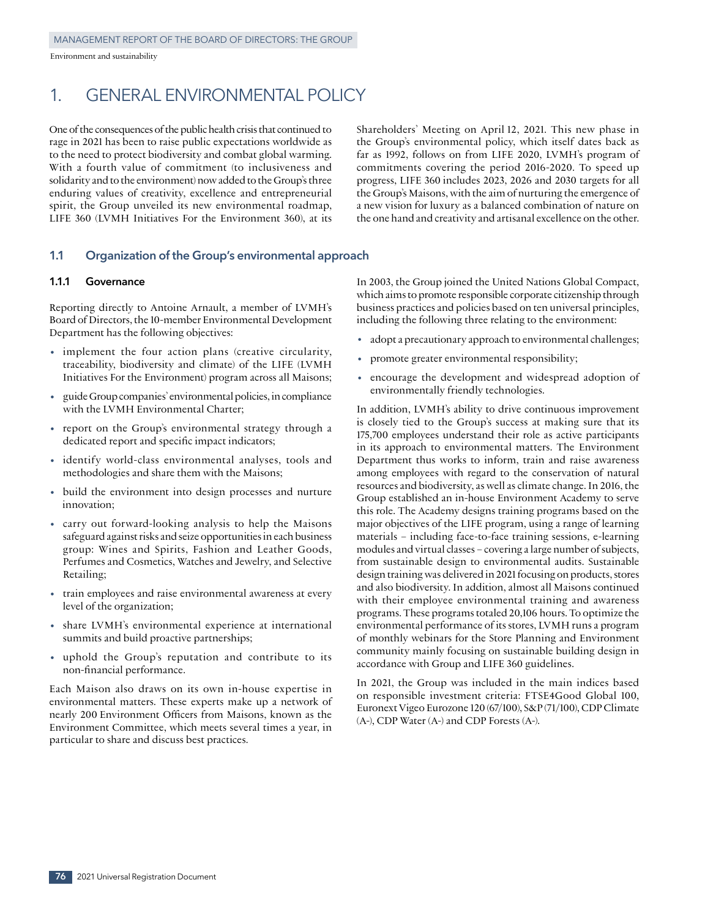# 1. GENERAL ENVIRONMENTAL POLICY

One of the consequences of the public health crisis that continued to rage in 2021 has been to raise public expectations worldwide as to the need to protect biodiversity and combat global warming. With a fourth value of commitment (to inclusiveness and solidarity and to the environment) now added to the Group's three enduring values of creativity, excellence and entrepreneurial spirit, the Group unveiled its new environmental roadmap, LIFE 360 (LVMH Initiatives For the Environment 360), at its Shareholders' Meeting on April 12, 2021. This new phase in the Group's environmental policy, which itself dates back as far as 1992, follows on from LIFE 2020, LVMH's program of commitments covering the period 2016-2020. To speed up progress, LIFE 360 includes 2023, 2026 and 2030 targets for all the Group's Maisons, with the aim of nurturing the emergence of a new vision for luxury as a balanced combination of nature on the one hand and creativity and artisanal excellence on the other.

## 1.1 Organization of the Group's environmental approach

### 1.1.1 Governance

Reporting directly to Antoine Arnault, a member of LVMH's Board of Directors, the 10-member Environmental Development Department has the following objectives:

- implement the four action plans (creative circularity, traceability, biodiversity and climate) of the LIFE (LVMH Initiatives For the Environment) program across all Maisons;
- guide Group companies' environmental policies, in compliance with the LVMH Environmental Charter;
- report on the Group's environmental strategy through a dedicated report and specific impact indicators;
- identify world-class environmental analyses, tools and methodologies and share them with the Maisons;
- build the environment into design processes and nurture innovation;
- carry out forward-looking analysis to help the Maisons safeguard against risks and seize opportunities in each business group: Wines and Spirits, Fashion and Leather Goods, Perfumes and Cosmetics, Watches and Jewelry, and Selective Retailing;
- train employees and raise environmental awareness at every level of the organization;
- share LVMH's environmental experience at international summits and build proactive partnerships;
- uphold the Group's reputation and contribute to its non-financial performance.

Each Maison also draws on its own in-house expertise in environmental matters. These experts make up a network of nearly 200 Environment Officers from Maisons, known as the Environment Committee, which meets several times a year, in particular to share and discuss best practices.

In 2003, the Group joined the United Nations Global Compact, which aims to promote responsible corporate citizenship through business practices and policies based on ten universal principles, including the following three relating to the environment:

- adopt a precautionary approach to environmental challenges;
- promote greater environmental responsibility;
- encourage the development and widespread adoption of environmentally friendly technologies.

In addition, LVMH's ability to drive continuous improvement is closely tied to the Group's success at making sure that its 175,700 employees understand their role as active participants in its approach to environmental matters. The Environment Department thus works to inform, train and raise awareness among employees with regard to the conservation of natural resources and biodiversity, as well as climate change. In 2016, the Group established an in-house Environment Academy to serve this role. The Academy designs training programs based on the major objectives of the LIFE program, using a range of learning materials – including face-to-face training sessions, e-learning modules and virtual classes – covering a large number of subjects, from sustainable design to environmental audits. Sustainable design training was delivered in 2021 focusing on products, stores and also biodiversity. In addition, almost all Maisons continued with their employee environmental training and awareness programs. These programs totaled 20,106 hours. To optimize the environmental performance of its stores, LVMH runs a program of monthly webinars for the Store Planning and Environment community mainly focusing on sustainable building design in accordance with Group and LIFE 360 guidelines.

In 2021, the Group was included in the main indices based on responsible investment criteria: FTSE4Good Global 100, Euronext Vigeo Eurozone 120 (67/100), S&P (71/100), CDP Climate (A-), CDP Water (A-) and CDP Forests (A-).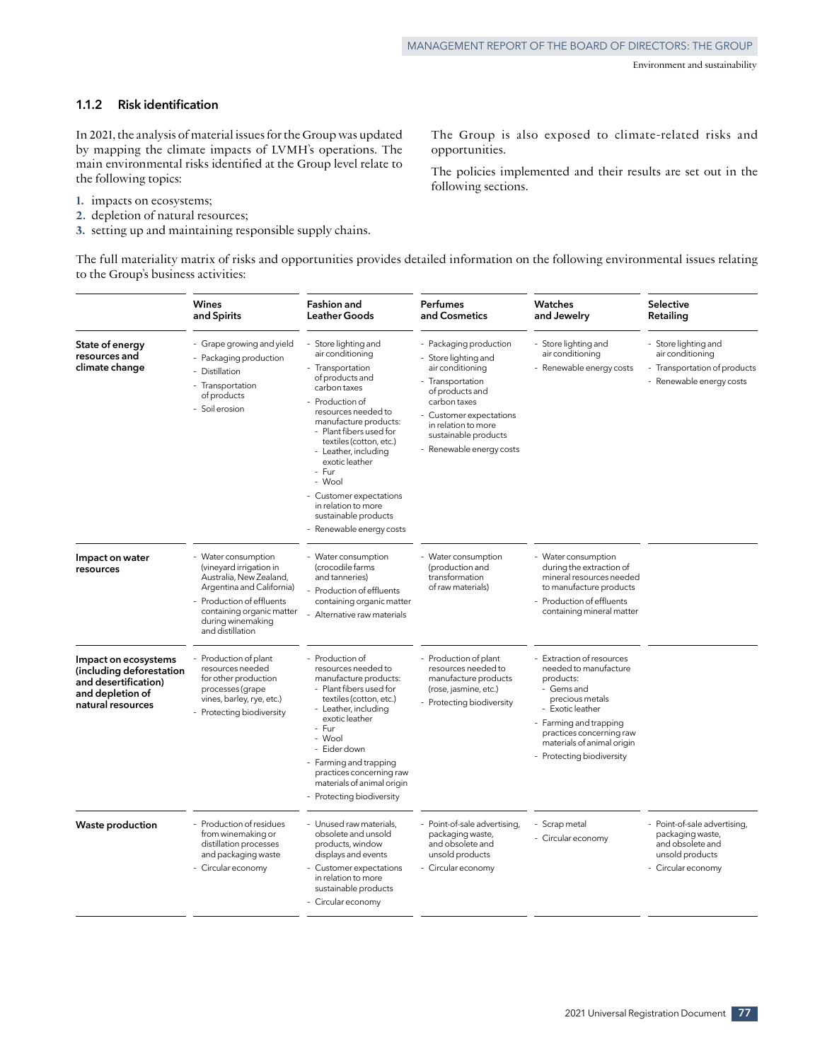### 1.1.2 Risk identification

In 2021, the analysis of material issues for the Group was updated by mapping the climate impacts of LVMH's operations. The main environmental risks identified at the Group level relate to the following topics:

1. impacts on ecosystems;
2. depletion of natural resources;
3. setting up and maintaining responsible supply chains.

The Group is also exposed to climate-related risks and opportunities.

The policies implemented and their results are set out in the following sections.

The full materiality matrix of risks and opportunities provides detailed information on the following environmental issues relating to the Group's business activities:

| | Wines and Spirits | Fashion and Leather Goods | Perfumes and Cosmetics | Watches and Jewelry | Selective Retailing |
|---|---|---|---|---|---|
| **State of energy resources and climate change** | - Grape growing and yield<br>- Packaging production<br>- Distillation<br>- Transportation of products<br>- Soil erosion | - Store lighting and air conditioning<br>- Transportation of products and carbon taxes<br>- Production of resources needed to manufacture products:<br>&nbsp;&nbsp;- Plant fibers used for textiles (cotton, etc.)<br>&nbsp;&nbsp;- Leather, including exotic leather<br>&nbsp;&nbsp;- Fur<br>&nbsp;&nbsp;- Wool<br>- Customer expectations in relation to more sustainable products<br>- Renewable energy costs | - Packaging production<br>- Store lighting and air conditioning<br>- Transportation of products and carbon taxes<br>- Customer expectations in relation to more sustainable products<br>- Renewable energy costs | - Store lighting and air conditioning<br>- Renewable energy costs | - Store lighting and air conditioning<br>- Transportation of products<br>- Renewable energy costs |
| **Impact on water resources** | - Water consumption (vineyard irrigation in Australia, New Zealand, Argentina and California)<br>- Production of effluents containing organic matter during winemaking and distillation | - Water consumption (crocodile farms and tanneries)<br>- Production of effluents containing organic matter<br>- Alternative raw materials | - Water consumption (production and transformation of raw materials) | - Water consumption during the extraction of mineral resources needed to manufacture products<br>- Production of effluents containing mineral matter | |
| **Impact on ecosystems (including deforestation and desertification) and depletion of natural resources** | - Production of plant resources needed for other production processes (grape vines, barley, rye, etc.)<br>- Protecting biodiversity | - Production of resources needed to manufacture products:<br>&nbsp;&nbsp;- Plant fibers used for textiles (cotton, etc.)<br>&nbsp;&nbsp;- Leather, including exotic leather<br>&nbsp;&nbsp;- Fur<br>&nbsp;&nbsp;- Wool<br>&nbsp;&nbsp;- Eider down<br>- Farming and trapping practices concerning raw materials of animal origin<br>- Protecting biodiversity | - Production of plant resources needed to manufacture products (rose, jasmine, etc.)<br>- Protecting biodiversity | - Extraction of resources needed to manufacture products:<br>&nbsp;&nbsp;- Gems and precious metals<br>&nbsp;&nbsp;- Exotic leather<br>- Farming and trapping practices concerning raw materials of animal origin<br>- Protecting biodiversity | |
| **Waste production** | - Production of residues from winemaking or distillation processes and packaging waste<br>- Circular economy | - Unused raw materials, obsolete and unsold products, window displays and events<br>- Customer expectations in relation to more sustainable products<br>- Circular economy | - Point-of-sale advertising, packaging waste, and obsolete and unsold products<br>- Circular economy | - Scrap metal<br>- Circular economy | - Point-of-sale advertising, packaging waste, and obsolete and unsold products<br>- Circular economy |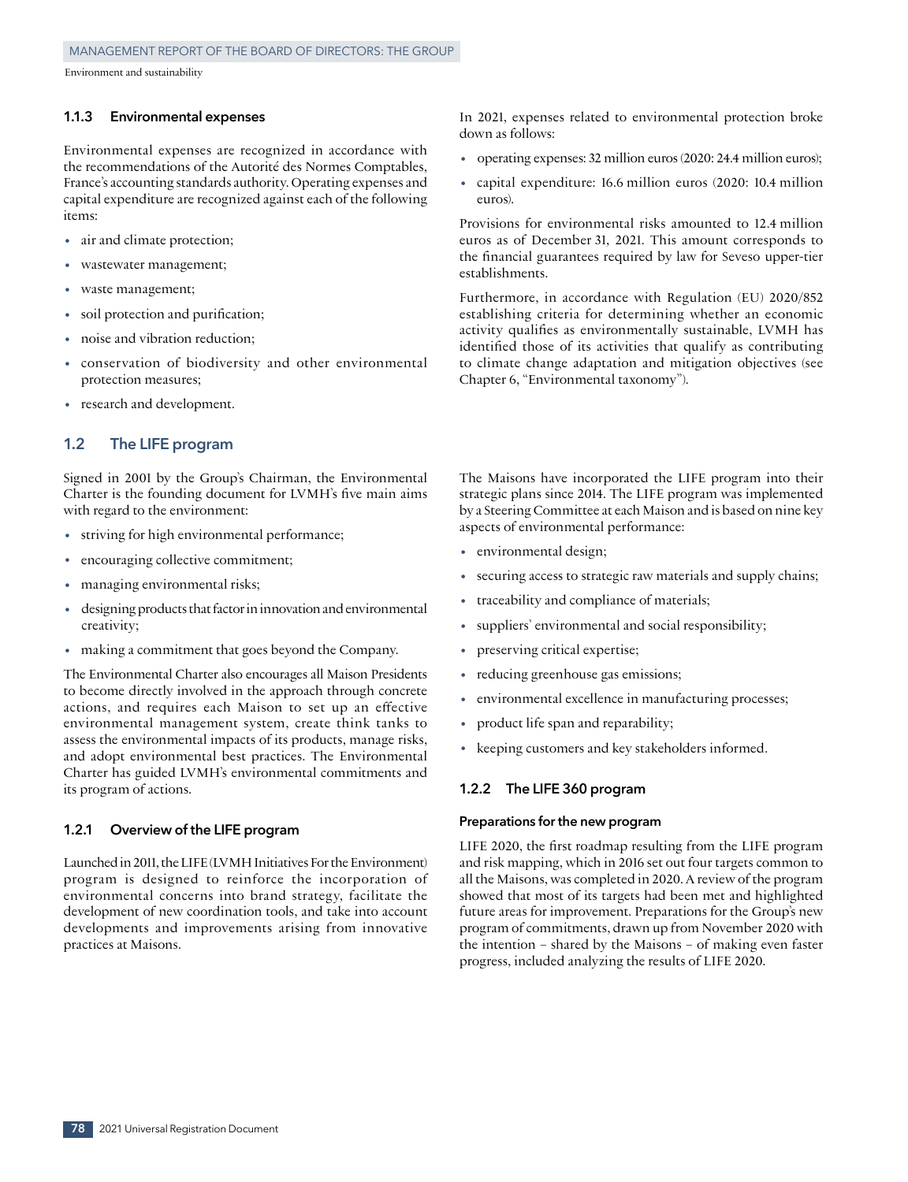### 1.1.3 Environmental expenses

Environmental expenses are recognized in accordance with the recommendations of the Autorité des Normes Comptables, France's accounting standards authority. Operating expenses and capital expenditure are recognized against each of the following items:

- air and climate protection;
- wastewater management;
- waste management;
- soil protection and purification;
- noise and vibration reduction;
- conservation of biodiversity and other environmental protection measures;
- research and development.

In 2021, expenses related to environmental protection broke down as follows:

- operating expenses: 32 million euros (2020: 24.4 million euros);
- capital expenditure: 16.6 million euros (2020: 10.4 million euros).

Provisions for environmental risks amounted to 12.4 million euros as of December 31, 2021. This amount corresponds to the financial guarantees required by law for Seveso upper-tier establishments.

Furthermore, in accordance with Regulation (EU) 2020/852 establishing criteria for determining whether an economic activity qualifies as environmentally sustainable, LVMH has identified those of its activities that qualify as contributing to climate change adaptation and mitigation objectives (see Chapter 6, "Environmental taxonomy").

## 1.2 The LIFE program

Signed in 2001 by the Group's Chairman, the Environmental Charter is the founding document for LVMH's five main aims with regard to the environment:

- striving for high environmental performance;
- encouraging collective commitment;
- managing environmental risks;
- designing products that factor in innovation and environmental creativity;
- making a commitment that goes beyond the Company.

The Environmental Charter also encourages all Maison Presidents to become directly involved in the approach through concrete actions, and requires each Maison to set up an effective environmental management system, create think tanks to assess the environmental impacts of its products, manage risks, and adopt environmental best practices. The Environmental Charter has guided LVMH's environmental commitments and its program of actions.

### 1.2.1 Overview of the LIFE program

Launched in 2011, the LIFE (LVMH Initiatives For the Environment) program is designed to reinforce the incorporation of environmental concerns into brand strategy, facilitate the development of new coordination tools, and take into account developments and improvements arising from innovative practices at Maisons.

The Maisons have incorporated the LIFE program into their strategic plans since 2014. The LIFE program was implemented by a Steering Committee at each Maison and is based on nine key aspects of environmental performance:

- environmental design;
- securing access to strategic raw materials and supply chains;
- traceability and compliance of materials;
- suppliers' environmental and social responsibility;
- preserving critical expertise;
- reducing greenhouse gas emissions;
- environmental excellence in manufacturing processes;
- product life span and reparability;
- keeping customers and key stakeholders informed.

### 1.2.2 The LIFE 360 program

#### Preparations for the new program

LIFE 2020, the first roadmap resulting from the LIFE program and risk mapping, which in 2016 set out four targets common to all the Maisons, was completed in 2020. A review of the program showed that most of its targets had been met and highlighted future areas for improvement. Preparations for the Group's new program of commitments, drawn up from November 2020 with the intention – shared by the Maisons – of making even faster progress, included analyzing the results of LIFE 2020.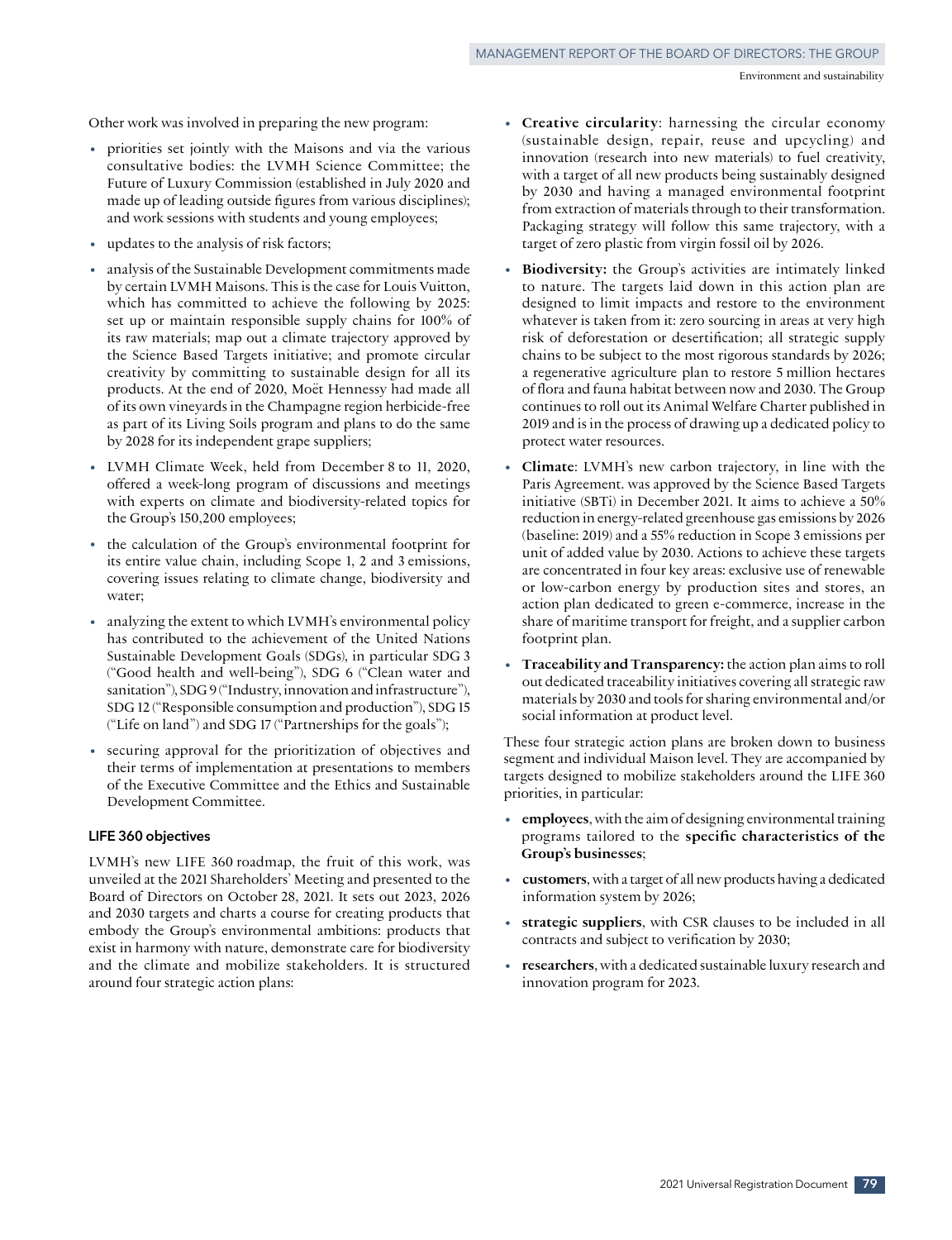Other work was involved in preparing the new program:

- priorities set jointly with the Maisons and via the various consultative bodies: the LVMH Science Committee; the Future of Luxury Commission (established in July 2020 and made up of leading outside figures from various disciplines); and work sessions with students and young employees;
- updates to the analysis of risk factors;
- analysis of the Sustainable Development commitments made by certain LVMH Maisons. This is the case for Louis Vuitton, which has committed to achieve the following by 2025: set up or maintain responsible supply chains for 100% of its raw materials; map out a climate trajectory approved by the Science Based Targets initiative; and promote circular creativity by committing to sustainable design for all its products. At the end of 2020, Moët Hennessy had made all of its own vineyards in the Champagne region herbicide-free as part of its Living Soils program and plans to do the same by 2028 for its independent grape suppliers;
- LVMH Climate Week, held from December 8 to 11, 2020, offered a week-long program of discussions and meetings with experts on climate and biodiversity-related topics for the Group's 150,200 employees;
- the calculation of the Group's environmental footprint for its entire value chain, including Scope 1, 2 and 3 emissions, covering issues relating to climate change, biodiversity and water;
- analyzing the extent to which LVMH's environmental policy has contributed to the achievement of the United Nations Sustainable Development Goals (SDGs), in particular SDG 3 ("Good health and well-being"), SDG 6 ("Clean water and sanitation"), SDG 9 ("Industry, innovation and infrastructure"), SDG 12 ("Responsible consumption and production"), SDG 15 ("Life on land") and SDG 17 ("Partnerships for the goals");
- securing approval for the prioritization of objectives and their terms of implementation at presentations to members of the Executive Committee and the Ethics and Sustainable Development Committee.

### LIFE 360 objectives

LVMH's new LIFE 360 roadmap, the fruit of this work, was unveiled at the 2021 Shareholders' Meeting and presented to the Board of Directors on October 28, 2021. It sets out 2023, 2026 and 2030 targets and charts a course for creating products that embody the Group's environmental ambitions: products that exist in harmony with nature, demonstrate care for biodiversity and the climate and mobilize stakeholders. It is structured around four strategic action plans:

- **Creative circularity**: harnessing the circular economy (sustainable design, repair, reuse and upcycling) and innovation (research into new materials) to fuel creativity, with a target of all new products being sustainably designed by 2030 and having a managed environmental footprint from extraction of materials through to their transformation. Packaging strategy will follow this same trajectory, with a target of zero plastic from virgin fossil oil by 2026.
- **Biodiversity:** the Group's activities are intimately linked to nature. The targets laid down in this action plan are designed to limit impacts and restore to the environment whatever is taken from it: zero sourcing in areas at very high risk of deforestation or desertification; all strategic supply chains to be subject to the most rigorous standards by 2026; a regenerative agriculture plan to restore 5 million hectares of flora and fauna habitat between now and 2030. The Group continues to roll out its Animal Welfare Charter published in 2019 and is in the process of drawing up a dedicated policy to protect water resources.
- **Climate**: LVMH's new carbon trajectory, in line with the Paris Agreement. was approved by the Science Based Targets initiative (SBTi) in December 2021. It aims to achieve a 50% reduction in energy-related greenhouse gas emissions by 2026 (baseline: 2019) and a 55% reduction in Scope 3 emissions per unit of added value by 2030. Actions to achieve these targets are concentrated in four key areas: exclusive use of renewable or low-carbon energy by production sites and stores, an action plan dedicated to green e-commerce, increase in the share of maritime transport for freight, and a supplier carbon footprint plan.
- **Traceability and Transparency:** the action plan aims to roll out dedicated traceability initiatives covering all strategic raw materials by 2030 and tools for sharing environmental and/or social information at product level.

These four strategic action plans are broken down to business segment and individual Maison level. They are accompanied by targets designed to mobilize stakeholders around the LIFE 360 priorities, in particular:

- **employees**, with the aim of designing environmental training programs tailored to the **specific characteristics of the Group's businesses**;
- **customers**, with a target of all new products having a dedicated information system by 2026;
- **strategic suppliers**, with CSR clauses to be included in all contracts and subject to verification by 2030;
- **researchers**, with a dedicated sustainable luxury research and innovation program for 2023.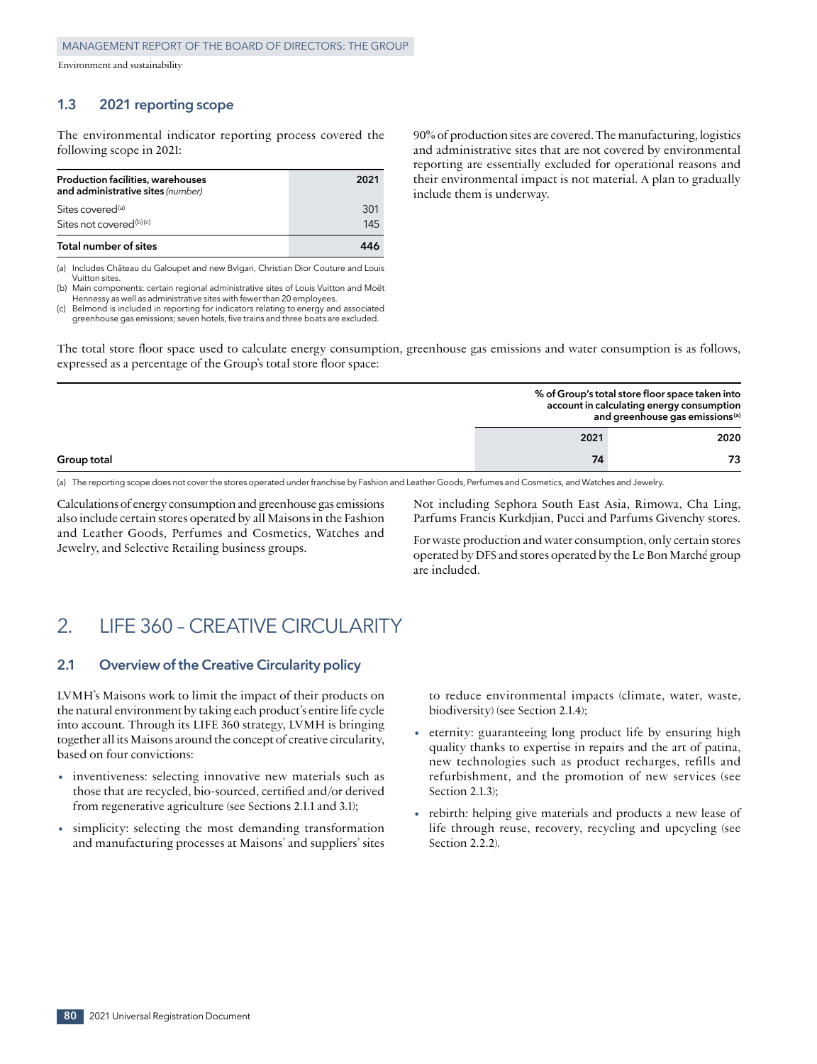### 1.3 2021 reporting scope

The environmental indicator reporting process covered the following scope in 2021:

| Production facilities, warehouses and administrative sites *(number)* | 2021 |
|---|---|
| Sites covered[a] | 301 |
| Sites not covered[b][c] | 145 |
| **Total number of sites** | **446** |

(a) Includes Château du Galoupet and new Bvlgari, Christian Dior Couture and Louis Vuitton sites.
(b) Main components: certain regional administrative sites of Louis Vuitton and Moët Hennessy as well as administrative sites with fewer than 20 employees.
(c) Belmond is included in reporting for indicators relating to energy and associated greenhouse gas emissions; seven hotels, five trains and three boats are excluded.

90% of production sites are covered. The manufacturing, logistics and administrative sites that are not covered by environmental reporting are essentially excluded for operational reasons and their environmental impact is not material. A plan to gradually include them is underway.

The total store floor space used to calculate energy consumption, greenhouse gas emissions and water consumption is as follows, expressed as a percentage of the Group's total store floor space:

| | % of Group's total store floor space taken into account in calculating energy consumption and greenhouse gas emissions[a] | |
|---|---|---|
| | 2021 | 2020 |
| **Group total** | **74** | **73** |

(a) The reporting scope does not cover the stores operated under franchise by Fashion and Leather Goods, Perfumes and Cosmetics, and Watches and Jewelry.

Calculations of energy consumption and greenhouse gas emissions also include certain stores operated by all Maisons in the Fashion and Leather Goods, Perfumes and Cosmetics, Watches and Jewelry, and Selective Retailing business groups.

Not including Sephora South East Asia, Rimowa, Cha Ling, Parfums Francis Kurkdjian, Pucci and Parfums Givenchy stores.

For waste production and water consumption, only certain stores operated by DFS and stores operated by the Le Bon Marché group are included.

# 2. LIFE 360 – CREATIVE CIRCULARITY

### 2.1 Overview of the Creative Circularity policy

LVMH's Maisons work to limit the impact of their products on the natural environment by taking each product's entire life cycle into account. Through its LIFE 360 strategy, LVMH is bringing together all its Maisons around the concept of creative circularity, based on four convictions:

- inventiveness: selecting innovative new materials such as those that are recycled, bio-sourced, certified and/or derived from regenerative agriculture (see Sections 2.1.1 and 3.1);
- simplicity: selecting the most demanding transformation and manufacturing processes at Maisons' and suppliers' sites to reduce environmental impacts (climate, water, waste, biodiversity) (see Section 2.1.4);
- eternity: guaranteeing long product life by ensuring high quality thanks to expertise in repairs and the art of patina, new technologies such as product recharges, refills and refurbishment, and the promotion of new services (see Section 2.1.3);
- rebirth: helping give materials and products a new lease of life through reuse, recovery, recycling and upcycling (see Section 2.2.2).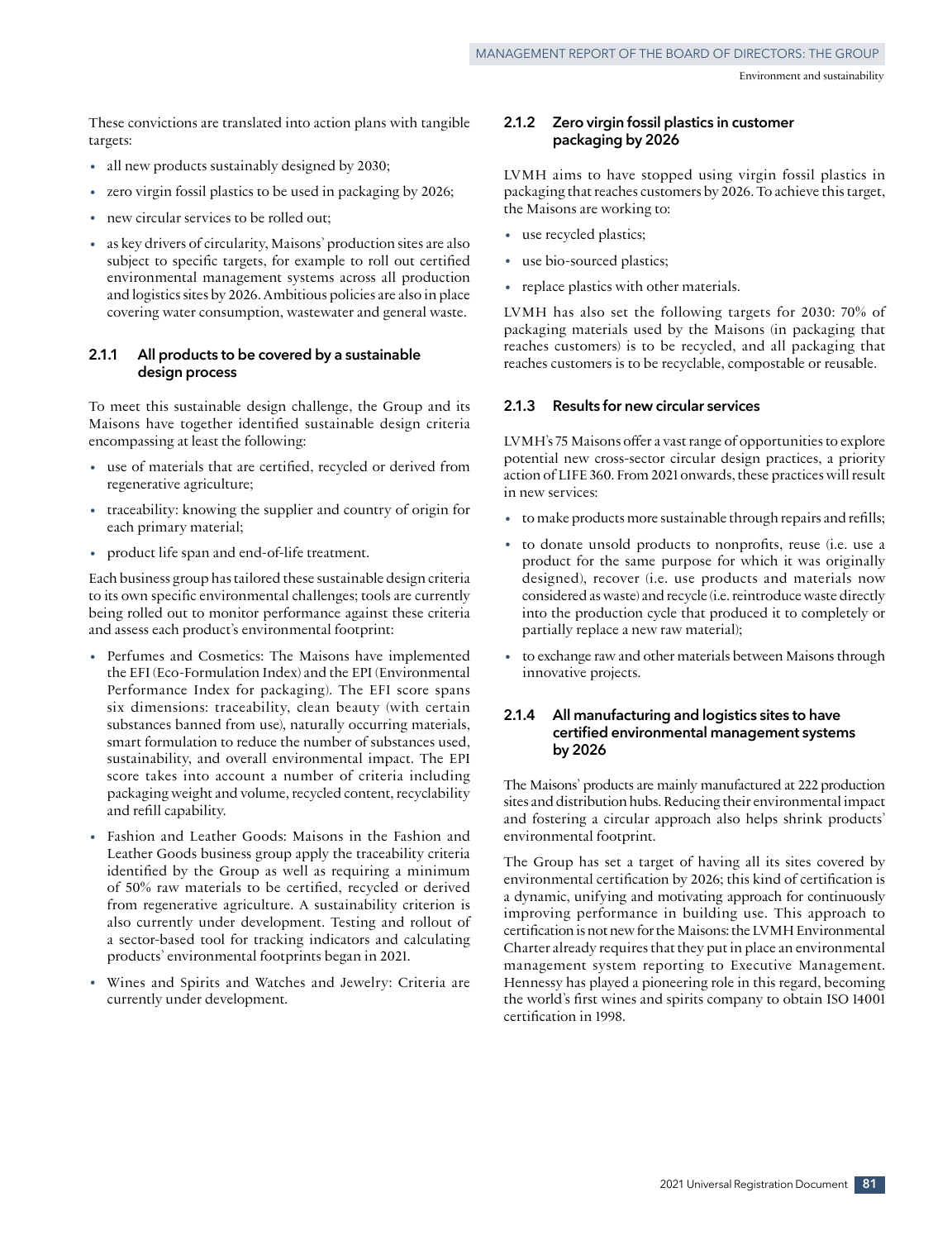These convictions are translated into action plans with tangible targets:

- all new products sustainably designed by 2030;
- zero virgin fossil plastics to be used in packaging by 2026;
- new circular services to be rolled out;
- as key drivers of circularity, Maisons' production sites are also subject to specific targets, for example to roll out certified environmental management systems across all production and logistics sites by 2026. Ambitious policies are also in place covering water consumption, wastewater and general waste.

### 2.1.1 All products to be covered by a sustainable design process

To meet this sustainable design challenge, the Group and its Maisons have together identified sustainable design criteria encompassing at least the following:

- use of materials that are certified, recycled or derived from regenerative agriculture;
- traceability: knowing the supplier and country of origin for each primary material;
- product life span and end-of-life treatment.

Each business group has tailored these sustainable design criteria to its own specific environmental challenges; tools are currently being rolled out to monitor performance against these criteria and assess each product's environmental footprint:

- Perfumes and Cosmetics: The Maisons have implemented the EFI (Eco-Formulation Index) and the EPI (Environmental Performance Index for packaging). The EFI score spans six dimensions: traceability, clean beauty (with certain substances banned from use), naturally occurring materials, smart formulation to reduce the number of substances used, sustainability, and overall environmental impact. The EPI score takes into account a number of criteria including packaging weight and volume, recycled content, recyclability and refill capability.
- Fashion and Leather Goods: Maisons in the Fashion and Leather Goods business group apply the traceability criteria identified by the Group as well as requiring a minimum of 50% raw materials to be certified, recycled or derived from regenerative agriculture. A sustainability criterion is also currently under development. Testing and rollout of a sector-based tool for tracking indicators and calculating products' environmental footprints began in 2021.
- Wines and Spirits and Watches and Jewelry: Criteria are currently under development.

### 2.1.2 Zero virgin fossil plastics in customer packaging by 2026

LVMH aims to have stopped using virgin fossil plastics in packaging that reaches customers by 2026. To achieve this target, the Maisons are working to:

- use recycled plastics;
- use bio-sourced plastics;
- replace plastics with other materials.

LVMH has also set the following targets for 2030: 70% of packaging materials used by the Maisons (in packaging that reaches customers) is to be recycled, and all packaging that reaches customers is to be recyclable, compostable or reusable.

### 2.1.3 Results for new circular services

LVMH's 75 Maisons offer a vast range of opportunities to explore potential new cross-sector circular design practices, a priority action of LIFE 360. From 2021 onwards, these practices will result in new services:

- to make products more sustainable through repairs and refills;
- to donate unsold products to nonprofits, reuse (i.e. use a product for the same purpose for which it was originally designed), recover (i.e. use products and materials now considered as waste) and recycle (i.e. reintroduce waste directly into the production cycle that produced it to completely or partially replace a new raw material);
- to exchange raw and other materials between Maisons through innovative projects.

### 2.1.4 All manufacturing and logistics sites to have certified environmental management systems by 2026

The Maisons' products are mainly manufactured at 222 production sites and distribution hubs. Reducing their environmental impact and fostering a circular approach also helps shrink products' environmental footprint.

The Group has set a target of having all its sites covered by environmental certification by 2026; this kind of certification is a dynamic, unifying and motivating approach for continuously improving performance in building use. This approach to certification is not new for the Maisons: the LVMH Environmental Charter already requires that they put in place an environmental management system reporting to Executive Management. Hennessy has played a pioneering role in this regard, becoming the world's first wines and spirits company to obtain ISO 14001 certification in 1998.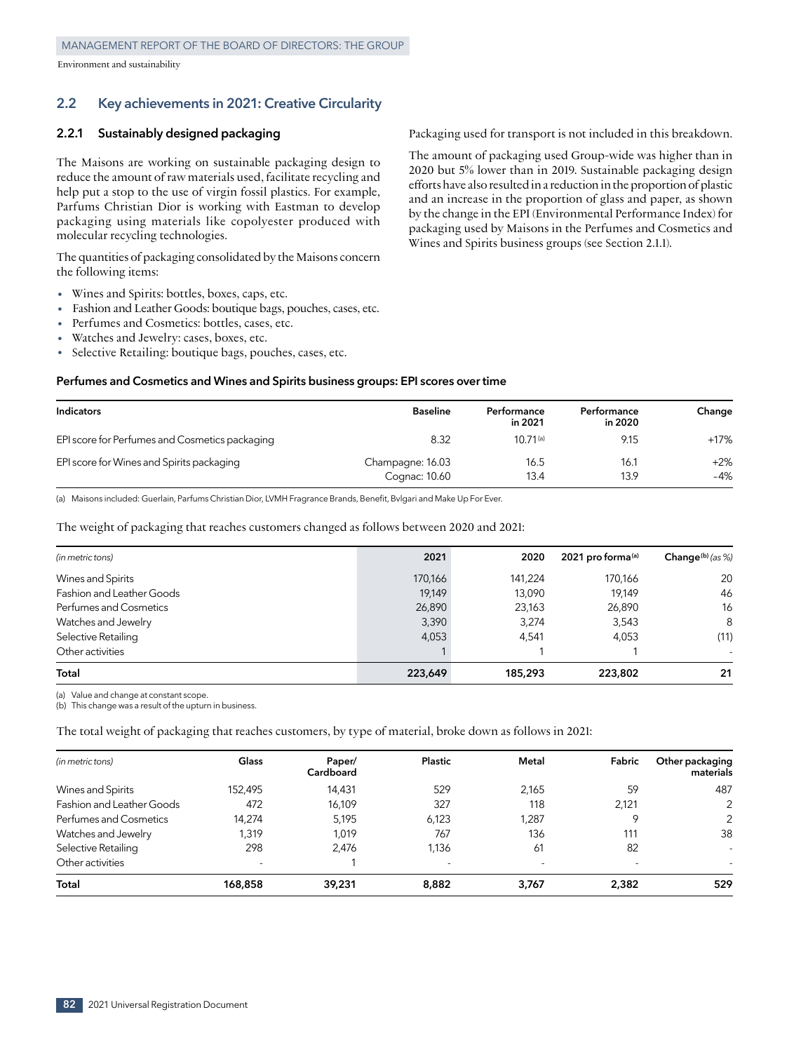## 2.2 Key achievements in 2021: Creative Circularity

### 2.2.1 Sustainably designed packaging

The Maisons are working on sustainable packaging design to reduce the amount of raw materials used, facilitate recycling and help put a stop to the use of virgin fossil plastics. For example, Parfums Christian Dior is working with Eastman to develop packaging using materials like copolyester produced with molecular recycling technologies.

The quantities of packaging consolidated by the Maisons concern the following items:

- Wines and Spirits: bottles, boxes, caps, etc.
- Fashion and Leather Goods: boutique bags, pouches, cases, etc.
- Perfumes and Cosmetics: bottles, cases, etc.
- Watches and Jewelry: cases, boxes, etc.
- Selective Retailing: boutique bags, pouches, cases, etc.

Packaging used for transport is not included in this breakdown.

The amount of packaging used Group-wide was higher than in 2020 but 5% lower than in 2019. Sustainable packaging design efforts have also resulted in a reduction in the proportion of plastic and an increase in the proportion of glass and paper, as shown by the change in the EPI (Environmental Performance Index) for packaging used by Maisons in the Perfumes and Cosmetics and Wines and Spirits business groups (see Section 2.1.1).

**Perfumes and Cosmetics and Wines and Spirits business groups: EPI scores over time**

| Indicators | Baseline | Performance in 2021 | Performance in 2020 | Change |
|---|---|---|---|---|
| EPI score for Perfumes and Cosmetics packaging | 8.32 | 10.71 [a] | 9.15 | +17% |
| EPI score for Wines and Spirits packaging | Champagne: 16.03<br>Cognac: 10.60 | 16.5<br>13.4 | 16.1<br>13.9 | +2%<br>-4% |

(a) Maisons included: Guerlain, Parfums Christian Dior, LVMH Fragrance Brands, Benefit, Bvlgari and Make Up For Ever.

The weight of packaging that reaches customers changed as follows between 2020 and 2021:

| *(in metric tons)* | 2021 | 2020 | 2021 pro forma [a] | Change [b] *(as %)* |
|---|---|---|---|---|
| Wines and Spirits | 170,166 | 141,224 | 170,166 | 20 |
| Fashion and Leather Goods | 19,149 | 13,090 | 19,149 | 46 |
| Perfumes and Cosmetics | 26,890 | 23,163 | 26,890 | 16 |
| Watches and Jewelry | 3,390 | 3,274 | 3,543 | 8 |
| Selective Retailing | 4,053 | 4,541 | 4,053 | (11) |
| Other activities | 1 | 1 | 1 | - |
| **Total** | **223,649** | **185,293** | **223,802** | **21** |

(a) Value and change at constant scope.
(b) This change was a result of the upturn in business.

The total weight of packaging that reaches customers, by type of material, broke down as follows in 2021:

| *(in metric tons)* | Glass | Paper/ Cardboard | Plastic | Metal | Fabric | Other packaging materials |
|---|---|---|---|---|---|---|
| Wines and Spirits | 152,495 | 14,431 | 529 | 2,165 | 59 | 487 |
| Fashion and Leather Goods | 472 | 16,109 | 327 | 118 | 2,121 | 2 |
| Perfumes and Cosmetics | 14,274 | 5,195 | 6,123 | 1,287 | 9 | 2 |
| Watches and Jewelry | 1,319 | 1,019 | 767 | 136 | 111 | 38 |
| Selective Retailing | 298 | 2,476 | 1,136 | 61 | 82 | - |
| Other activities | - | 1 | - | - | - | - |
| **Total** | **168,858** | **39,231** | **8,882** | **3,767** | **2,382** | **529** |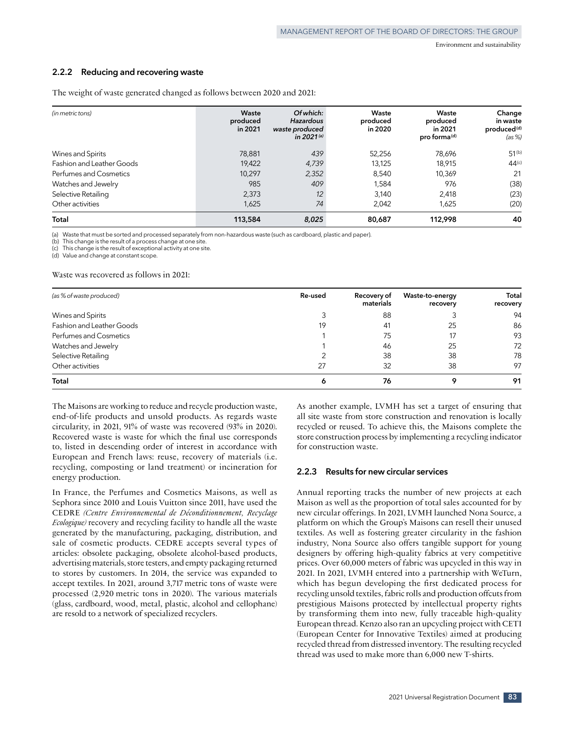## 2.2.2 Reducing and recovering waste

The weight of waste generated changed as follows between 2020 and 2021:

| *(in metric tons)* | Waste produced in 2021 | *Of which: Hazardous waste produced in 2021* [(a)] | Waste produced in 2020 | Waste produced in 2021 pro forma [(d)] | Change in waste produced [(d)] *(as %)* |
|---|---|---|---|---|---|
| Wines and Spirits | 78,881 | *439* | 52,256 | 78,696 | 51 [(b)] |
| Fashion and Leather Goods | 19,422 | *4,739* | 13,125 | 18,915 | 44 [(c)] |
| Perfumes and Cosmetics | 10,297 | *2,352* | 8,540 | 10,369 | 21 |
| Watches and Jewelry | 985 | *409* | 1,584 | 976 | (38) |
| Selective Retailing | 2,373 | *12* | 3,140 | 2,418 | (23) |
| Other activities | 1,625 | *74* | 2,042 | 1,625 | (20) |
| **Total** | **113,584** | ***8,025*** | **80,687** | **112,998** | **40** |

(a) Waste that must be sorted and processed separately from non-hazardous waste (such as cardboard, plastic and paper).
(b) This change is the result of a process change at one site.
(c) This change is the result of exceptional activity at one site.
(d) Value and change at constant scope.

Waste was recovered as follows in 2021:

| *(as % of waste produced)* | Re-used | Recovery of materials | Waste-to-energy recovery | Total recovery |
|---|---|---|---|---|
| Wines and Spirits | 3 | 88 | 3 | 94 |
| Fashion and Leather Goods | 19 | 41 | 25 | 86 |
| Perfumes and Cosmetics | 1 | 75 | 17 | 93 |
| Watches and Jewelry | 1 | 46 | 25 | 72 |
| Selective Retailing | 2 | 38 | 38 | 78 |
| Other activities | 27 | 32 | 38 | 97 |
| **Total** | **6** | **76** | **9** | **91** |

The Maisons are working to reduce and recycle production waste, end-of-life products and unsold products. As regards waste circularity, in 2021, 91% of waste was recovered (93% in 2020). Recovered waste is waste for which the final use corresponds to, listed in descending order of interest in accordance with European and French laws: reuse, recovery of materials (i.e. recycling, composting or land treatment) or incineration for energy production.

In France, the Perfumes and Cosmetics Maisons, as well as Sephora since 2010 and Louis Vuitton since 2011, have used the CEDRE *(Centre Environnemental de Déconditionnement, Recyclage Ecologique)* recovery and recycling facility to handle all the waste generated by the manufacturing, packaging, distribution, and sale of cosmetic products. CEDRE accepts several types of articles: obsolete packaging, obsolete alcohol-based products, advertising materials, store testers, and empty packaging returned to stores by customers. In 2014, the service was expanded to accept textiles. In 2021, around 3,717 metric tons of waste were processed (2,920 metric tons in 2020). The various materials (glass, cardboard, wood, metal, plastic, alcohol and cellophane) are resold to a network of specialized recyclers.

As another example, LVMH has set a target of ensuring that all site waste from store construction and renovation is locally recycled or reused. To achieve this, the Maisons complete the store construction process by implementing a recycling indicator for construction waste.

## 2.2.3 Results for new circular services

Annual reporting tracks the number of new projects at each Maison as well as the proportion of total sales accounted for by new circular offerings. In 2021, LVMH launched Nona Source, a platform on which the Group's Maisons can resell their unused textiles. As well as fostering greater circularity in the fashion industry, Nona Source also offers tangible support for young designers by offering high-quality fabrics at very competitive prices. Over 60,000 meters of fabric was upcycled in this way in 2021. In 2021, LVMH entered into a partnership with WeTurn, which has begun developing the first dedicated process for recycling unsold textiles, fabric rolls and production offcuts from prestigious Maisons protected by intellectual property rights by transforming them into new, fully traceable high-quality European thread. Kenzo also ran an upcycling project with CETI (European Center for Innovative Textiles) aimed at producing recycled thread from distressed inventory. The resulting recycled thread was used to make more than 6,000 new T-shirts.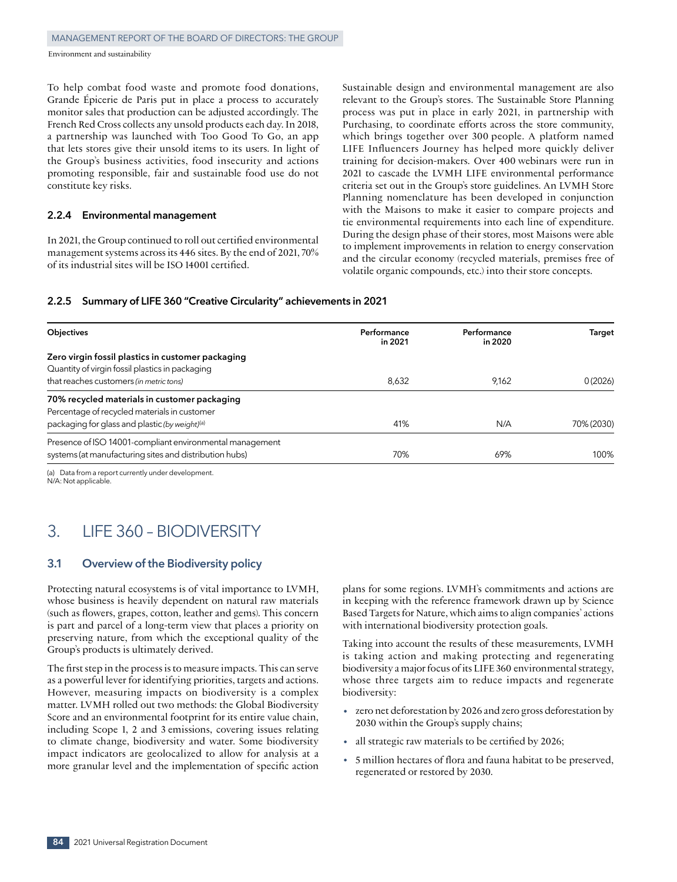To help combat food waste and promote food donations, Grande Épicerie de Paris put in place a process to accurately monitor sales that production can be adjusted accordingly. The French Red Cross collects any unsold products each day. In 2018, a partnership was launched with Too Good To Go, an app that lets stores give their unsold items to its users. In light of the Group's business activities, food insecurity and actions promoting responsible, fair and sustainable food use do not constitute key risks.

### 2.2.4 Environmental management

In 2021, the Group continued to roll out certified environmental management systems across its 446 sites. By the end of 2021, 70% of its industrial sites will be ISO 14001 certified.

Sustainable design and environmental management are also relevant to the Group's stores. The Sustainable Store Planning process was put in place in early 2021, in partnership with Purchasing, to coordinate efforts across the store community, which brings together over 300 people. A platform named LIFE Influencers Journey has helped more quickly deliver training for decision-makers. Over 400 webinars were run in 2021 to cascade the LVMH LIFE environmental performance criteria set out in the Group's store guidelines. An LVMH Store Planning nomenclature has been developed in conjunction with the Maisons to make it easier to compare projects and tie environmental requirements into each line of expenditure. During the design phase of their stores, most Maisons were able to implement improvements in relation to energy conservation and the circular economy (recycled materials, premises free of volatile organic compounds, etc.) into their store concepts.

### 2.2.5 Summary of LIFE 360 "Creative Circularity" achievements in 2021

| Objectives | Performance in 2021 | Performance in 2020 | Target |
|---|---|---|---|
| **Zero virgin fossil plastics in customer packaging** | | | |
| Quantity of virgin fossil plastics in packaging that reaches customers *(in metric tons)* | 8,632 | 9,162 | 0 (2026) |
| **70% recycled materials in customer packaging** | | | |
| Percentage of recycled materials in customer packaging for glass and plastic *(by weight)*[(a)] | 41% | N/A | 70% (2030) |
| Presence of ISO 14001-compliant environmental management systems (at manufacturing sites and distribution hubs) | 70% | 69% | 100% |

(a) Data from a report currently under development.
N/A: Not applicable.

## 3. LIFE 360 – BIODIVERSITY

### 3.1 Overview of the Biodiversity policy

Protecting natural ecosystems is of vital importance to LVMH, whose business is heavily dependent on natural raw materials (such as flowers, grapes, cotton, leather and gems). This concern is part and parcel of a long-term view that places a priority on preserving nature, from which the exceptional quality of the Group's products is ultimately derived.

The first step in the process is to measure impacts. This can serve as a powerful lever for identifying priorities, targets and actions. However, measuring impacts on biodiversity is a complex matter. LVMH rolled out two methods: the Global Biodiversity Score and an environmental footprint for its entire value chain, including Scope 1, 2 and 3 emissions, covering issues relating to climate change, biodiversity and water. Some biodiversity impact indicators are geolocalized to allow for analysis at a more granular level and the implementation of specific action plans for some regions. LVMH's commitments and actions are in keeping with the reference framework drawn up by Science Based Targets for Nature, which aims to align companies' actions with international biodiversity protection goals.

Taking into account the results of these measurements, LVMH is taking action and making protecting and regenerating biodiversity a major focus of its LIFE 360 environmental strategy, whose three targets aim to reduce impacts and regenerate biodiversity:

- zero net deforestation by 2026 and zero gross deforestation by 2030 within the Group's supply chains;
- all strategic raw materials to be certified by 2026;
- 5 million hectares of flora and fauna habitat to be preserved, regenerated or restored by 2030.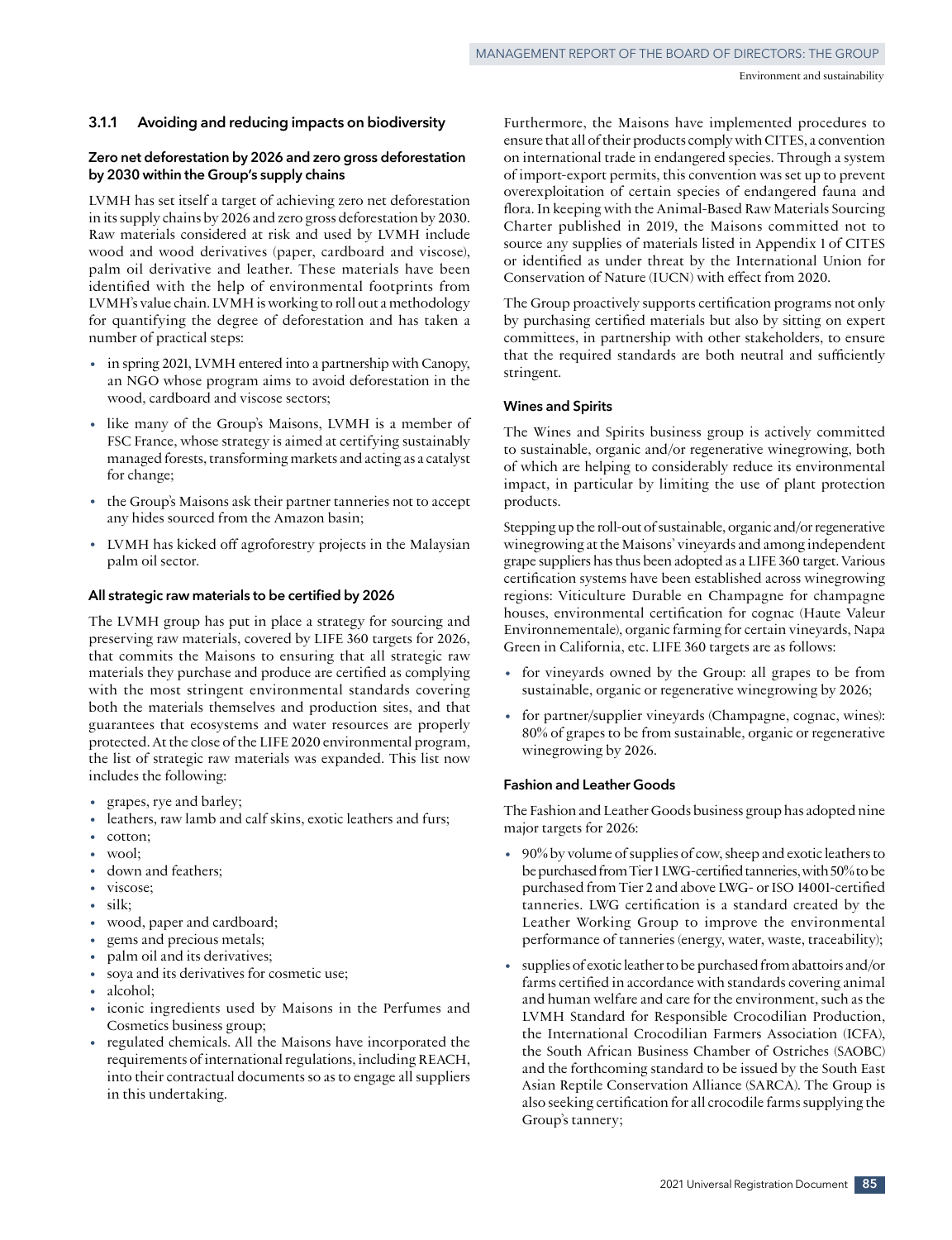### 3.1.1 Avoiding and reducing impacts on biodiversity

#### Zero net deforestation by 2026 and zero gross deforestation by 2030 within the Group's supply chains

LVMH has set itself a target of achieving zero net deforestation in its supply chains by 2026 and zero gross deforestation by 2030. Raw materials considered at risk and used by LVMH include wood and wood derivatives (paper, cardboard and viscose), palm oil derivative and leather. These materials have been identified with the help of environmental footprints from LVMH's value chain. LVMH is working to roll out a methodology for quantifying the degree of deforestation and has taken a number of practical steps:

- in spring 2021, LVMH entered into a partnership with Canopy, an NGO whose program aims to avoid deforestation in the wood, cardboard and viscose sectors;
- like many of the Group's Maisons, LVMH is a member of FSC France, whose strategy is aimed at certifying sustainably managed forests, transforming markets and acting as a catalyst for change;
- the Group's Maisons ask their partner tanneries not to accept any hides sourced from the Amazon basin;
- LVMH has kicked off agroforestry projects in the Malaysian palm oil sector.

#### All strategic raw materials to be certified by 2026

The LVMH group has put in place a strategy for sourcing and preserving raw materials, covered by LIFE 360 targets for 2026, that commits the Maisons to ensuring that all strategic raw materials they purchase and produce are certified as complying with the most stringent environmental standards covering both the materials themselves and production sites, and that guarantees that ecosystems and water resources are properly protected. At the close of the LIFE 2020 environmental program, the list of strategic raw materials was expanded. This list now includes the following:

- grapes, rye and barley;
- leathers, raw lamb and calf skins, exotic leathers and furs;
- cotton;
- wool;
- down and feathers;
- viscose;
- silk;
- wood, paper and cardboard;
- gems and precious metals;
- palm oil and its derivatives;
- soya and its derivatives for cosmetic use;
- alcohol;
- iconic ingredients used by Maisons in the Perfumes and Cosmetics business group;
- regulated chemicals. All the Maisons have incorporated the requirements of international regulations, including REACH, into their contractual documents so as to engage all suppliers in this undertaking.

Furthermore, the Maisons have implemented procedures to ensure that all of their products comply with CITES, a convention on international trade in endangered species. Through a system of import-export permits, this convention was set up to prevent overexploitation of certain species of endangered fauna and flora. In keeping with the Animal-Based Raw Materials Sourcing Charter published in 2019, the Maisons committed not to source any supplies of materials listed in Appendix 1 of CITES or identified as under threat by the International Union for Conservation of Nature (IUCN) with effect from 2020.

The Group proactively supports certification programs not only by purchasing certified materials but also by sitting on expert committees, in partnership with other stakeholders, to ensure that the required standards are both neutral and sufficiently stringent.

#### Wines and Spirits

The Wines and Spirits business group is actively committed to sustainable, organic and/or regenerative winegrowing, both of which are helping to considerably reduce its environmental impact, in particular by limiting the use of plant protection products.

Stepping up the roll-out of sustainable, organic and/or regenerative winegrowing at the Maisons' vineyards and among independent grape suppliers has thus been adopted as a LIFE 360 target. Various certification systems have been established across winegrowing regions: Viticulture Durable en Champagne for champagne houses, environmental certification for cognac (Haute Valeur Environnementale), organic farming for certain vineyards, Napa Green in California, etc. LIFE 360 targets are as follows:

- for vineyards owned by the Group: all grapes to be from sustainable, organic or regenerative winegrowing by 2026;
- for partner/supplier vineyards (Champagne, cognac, wines): 80% of grapes to be from sustainable, organic or regenerative winegrowing by 2026.

#### Fashion and Leather Goods

The Fashion and Leather Goods business group has adopted nine major targets for 2026:

- 90% by volume of supplies of cow, sheep and exotic leathers to be purchased from Tier 1 LWG-certified tanneries, with 50% to be purchased from Tier 2 and above LWG- or ISO 14001-certified tanneries. LWG certification is a standard created by the Leather Working Group to improve the environmental performance of tanneries (energy, water, waste, traceability);
- supplies of exotic leather to be purchased from abattoirs and/or farms certified in accordance with standards covering animal and human welfare and care for the environment, such as the LVMH Standard for Responsible Crocodilian Production, the International Crocodilian Farmers Association (ICFA), the South African Business Chamber of Ostriches (SAOBC) and the forthcoming standard to be issued by the South East Asian Reptile Conservation Alliance (SARCA). The Group is also seeking certification for all crocodile farms supplying the Group's tannery;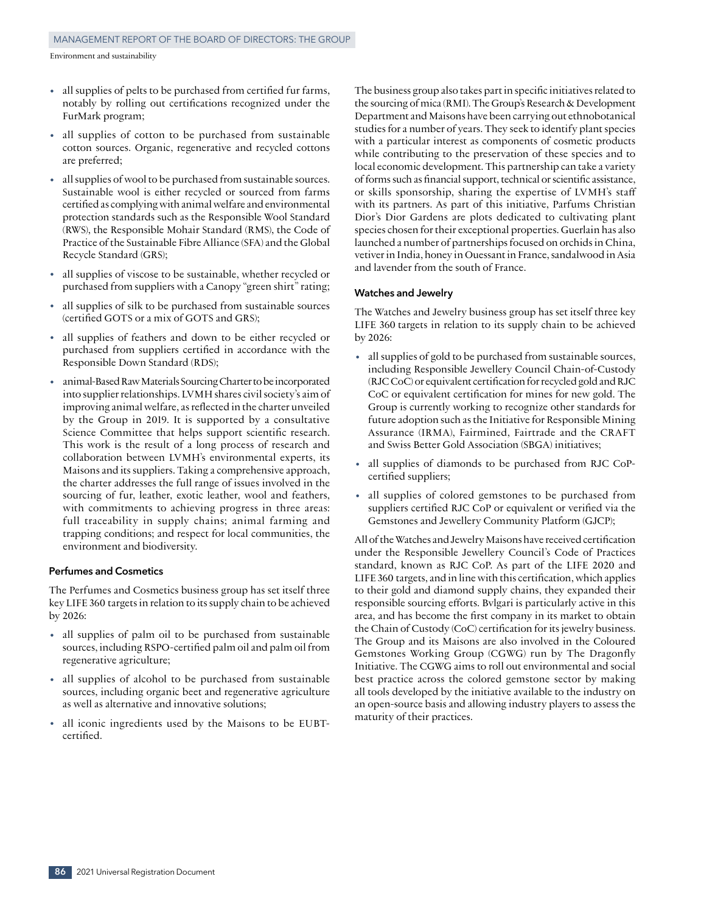- all supplies of pelts to be purchased from certified fur farms, notably by rolling out certifications recognized under the FurMark program;
- all supplies of cotton to be purchased from sustainable cotton sources. Organic, regenerative and recycled cottons are preferred;
- all supplies of wool to be purchased from sustainable sources. Sustainable wool is either recycled or sourced from farms certified as complying with animal welfare and environmental protection standards such as the Responsible Wool Standard (RWS), the Responsible Mohair Standard (RMS), the Code of Practice of the Sustainable Fibre Alliance (SFA) and the Global Recycle Standard (GRS);
- all supplies of viscose to be sustainable, whether recycled or purchased from suppliers with a Canopy "green shirt" rating;
- all supplies of silk to be purchased from sustainable sources (certified GOTS or a mix of GOTS and GRS);
- all supplies of feathers and down to be either recycled or purchased from suppliers certified in accordance with the Responsible Down Standard (RDS);
- animal-Based Raw Materials Sourcing Charter to be incorporated into supplier relationships. LVMH shares civil society's aim of improving animal welfare, as reflected in the charter unveiled by the Group in 2019. It is supported by a consultative Science Committee that helps support scientific research. This work is the result of a long process of research and collaboration between LVMH's environmental experts, its Maisons and its suppliers. Taking a comprehensive approach, the charter addresses the full range of issues involved in the sourcing of fur, leather, exotic leather, wool and feathers, with commitments to achieving progress in three areas: full traceability in supply chains; animal farming and trapping conditions; and respect for local communities, the environment and biodiversity.

### Perfumes and Cosmetics

The Perfumes and Cosmetics business group has set itself three key LIFE 360 targets in relation to its supply chain to be achieved by 2026:

- all supplies of palm oil to be purchased from sustainable sources, including RSPO-certified palm oil and palm oil from regenerative agriculture;
- all supplies of alcohol to be purchased from sustainable sources, including organic beet and regenerative agriculture as well as alternative and innovative solutions;
- all iconic ingredients used by the Maisons to be EUBT-certified.

The business group also takes part in specific initiatives related to the sourcing of mica (RMI). The Group's Research & Development Department and Maisons have been carrying out ethnobotanical studies for a number of years. They seek to identify plant species with a particular interest as components of cosmetic products while contributing to the preservation of these species and to local economic development. This partnership can take a variety of forms such as financial support, technical or scientific assistance, or skills sponsorship, sharing the expertise of LVMH's staff with its partners. As part of this initiative, Parfums Christian Dior's Dior Gardens are plots dedicated to cultivating plant species chosen for their exceptional properties. Guerlain has also launched a number of partnerships focused on orchids in China, vetiver in India, honey in Ouessant in France, sandalwood in Asia and lavender from the south of France.

### Watches and Jewelry

The Watches and Jewelry business group has set itself three key LIFE 360 targets in relation to its supply chain to be achieved by 2026:

- all supplies of gold to be purchased from sustainable sources, including Responsible Jewellery Council Chain-of-Custody (RJC CoC) or equivalent certification for recycled gold and RJC CoC or equivalent certification for mines for new gold. The Group is currently working to recognize other standards for future adoption such as the Initiative for Responsible Mining Assurance (IRMA), Fairmined, Fairtrade and the CRAFT and Swiss Better Gold Association (SBGA) initiatives;
- all supplies of diamonds to be purchased from RJC CoP-certified suppliers;
- all supplies of colored gemstones to be purchased from suppliers certified RJC CoP or equivalent or verified via the Gemstones and Jewellery Community Platform (GJCP);

All of the Watches and Jewelry Maisons have received certification under the Responsible Jewellery Council's Code of Practices standard, known as RJC CoP. As part of the LIFE 2020 and LIFE 360 targets, and in line with this certification, which applies to their gold and diamond supply chains, they expanded their responsible sourcing efforts. Bvlgari is particularly active in this area, and has become the first company in its market to obtain the Chain of Custody (CoC) certification for its jewelry business. The Group and its Maisons are also involved in the Coloured Gemstones Working Group (CGWG) run by The Dragonfly Initiative. The CGWG aims to roll out environmental and social best practice across the colored gemstone sector by making all tools developed by the initiative available to the industry on an open-source basis and allowing industry players to assess the maturity of their practices.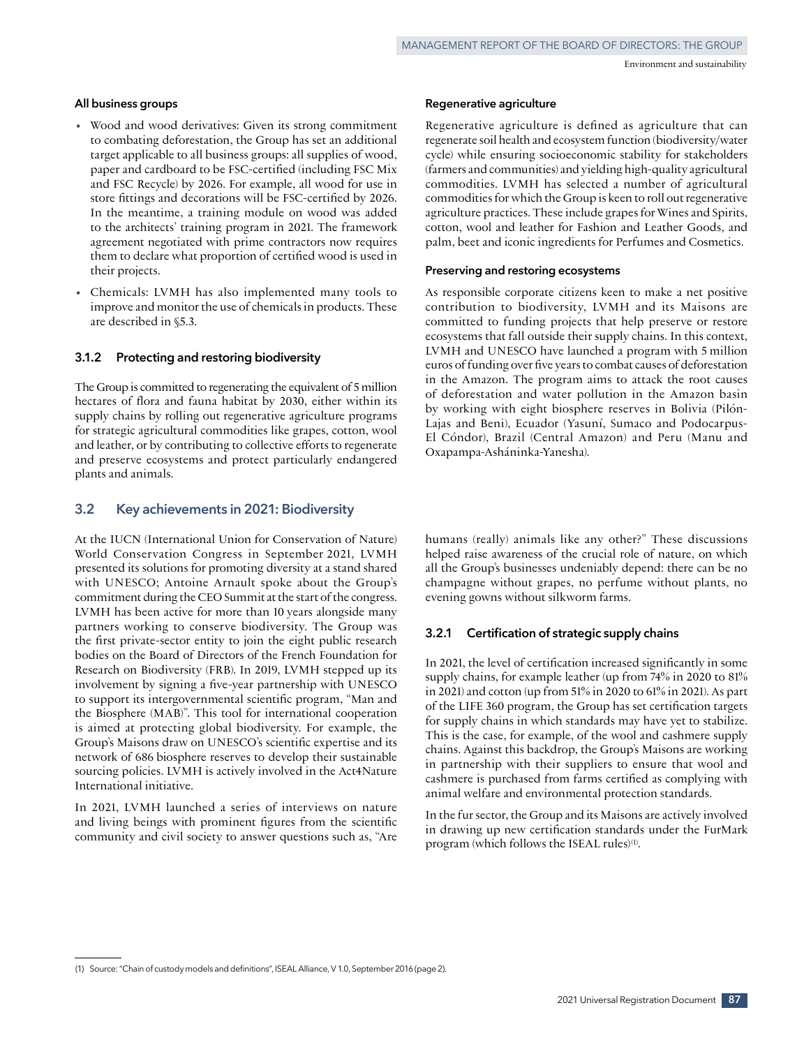#### All business groups

- Wood and wood derivatives: Given its strong commitment to combating deforestation, the Group has set an additional target applicable to all business groups: all supplies of wood, paper and cardboard to be FSC-certified (including FSC Mix and FSC Recycle) by 2026. For example, all wood for use in store fittings and decorations will be FSC-certified by 2026. In the meantime, a training module on wood was added to the architects' training program in 2021. The framework agreement negotiated with prime contractors now requires them to declare what proportion of certified wood is used in their projects.
- Chemicals: LVMH has also implemented many tools to improve and monitor the use of chemicals in products. These are described in §5.3.

### 3.1.2 Protecting and restoring biodiversity

The Group is committed to regenerating the equivalent of 5 million hectares of flora and fauna habitat by 2030, either within its supply chains by rolling out regenerative agriculture programs for strategic agricultural commodities like grapes, cotton, wool and leather, or by contributing to collective efforts to regenerate and preserve ecosystems and protect particularly endangered plants and animals.

#### Regenerative agriculture

Regenerative agriculture is defined as agriculture that can regenerate soil health and ecosystem function (biodiversity/water cycle) while ensuring socioeconomic stability for stakeholders (farmers and communities) and yielding high-quality agricultural commodities. LVMH has selected a number of agricultural commodities for which the Group is keen to roll out regenerative agriculture practices. These include grapes for Wines and Spirits, cotton, wool and leather for Fashion and Leather Goods, and palm, beet and iconic ingredients for Perfumes and Cosmetics.

#### Preserving and restoring ecosystems

As responsible corporate citizens keen to make a net positive contribution to biodiversity, LVMH and its Maisons are committed to funding projects that help preserve or restore ecosystems that fall outside their supply chains. In this context, LVMH and UNESCO have launched a program with 5 million euros of funding over five years to combat causes of deforestation in the Amazon. The program aims to attack the root causes of deforestation and water pollution in the Amazon basin by working with eight biosphere reserves in Bolivia (Pilón-Lajas and Beni), Ecuador (Yasuní, Sumaco and Podocarpus-El Cóndor), Brazil (Central Amazon) and Peru (Manu and Oxapampa-Asháninka-Yanesha).

## 3.2 Key achievements in 2021: Biodiversity

At the IUCN (International Union for Conservation of Nature) World Conservation Congress in September 2021, LVMH presented its solutions for promoting diversity at a stand shared with UNESCO; Antoine Arnault spoke about the Group's commitment during the CEO Summit at the start of the congress. LVMH has been active for more than 10 years alongside many partners working to conserve biodiversity. The Group was the first private-sector entity to join the eight public research bodies on the Board of Directors of the French Foundation for Research on Biodiversity (FRB). In 2019, LVMH stepped up its involvement by signing a five-year partnership with UNESCO to support its intergovernmental scientific program, "Man and the Biosphere (MAB)". This tool for international cooperation is aimed at protecting global biodiversity. For example, the Group's Maisons draw on UNESCO's scientific expertise and its network of 686 biosphere reserves to develop their sustainable sourcing policies. LVMH is actively involved in the Act4Nature International initiative.

In 2021, LVMH launched a series of interviews on nature and living beings with prominent figures from the scientific community and civil society to answer questions such as, "Are humans (really) animals like any other?" These discussions helped raise awareness of the crucial role of nature, on which all the Group's businesses undeniably depend: there can be no champagne without grapes, no perfume without plants, no evening gowns without silkworm farms.

### 3.2.1 Certification of strategic supply chains

In 2021, the level of certification increased significantly in some supply chains, for example leather (up from 74% in 2020 to 81% in 2021) and cotton (up from 51% in 2020 to 61% in 2021). As part of the LIFE 360 program, the Group has set certification targets for supply chains in which standards may have yet to stabilize. This is the case, for example, of the wool and cashmere supply chains. Against this backdrop, the Group's Maisons are working in partnership with their suppliers to ensure that wool and cashmere is purchased from farms certified as complying with animal welfare and environmental protection standards.

In the fur sector, the Group and its Maisons are actively involved in drawing up new certification standards under the FurMark program (which follows the ISEAL rules)[1].

(1) Source: "Chain of custody models and definitions", ISEAL Alliance, V 1.0, September 2016 (page 2).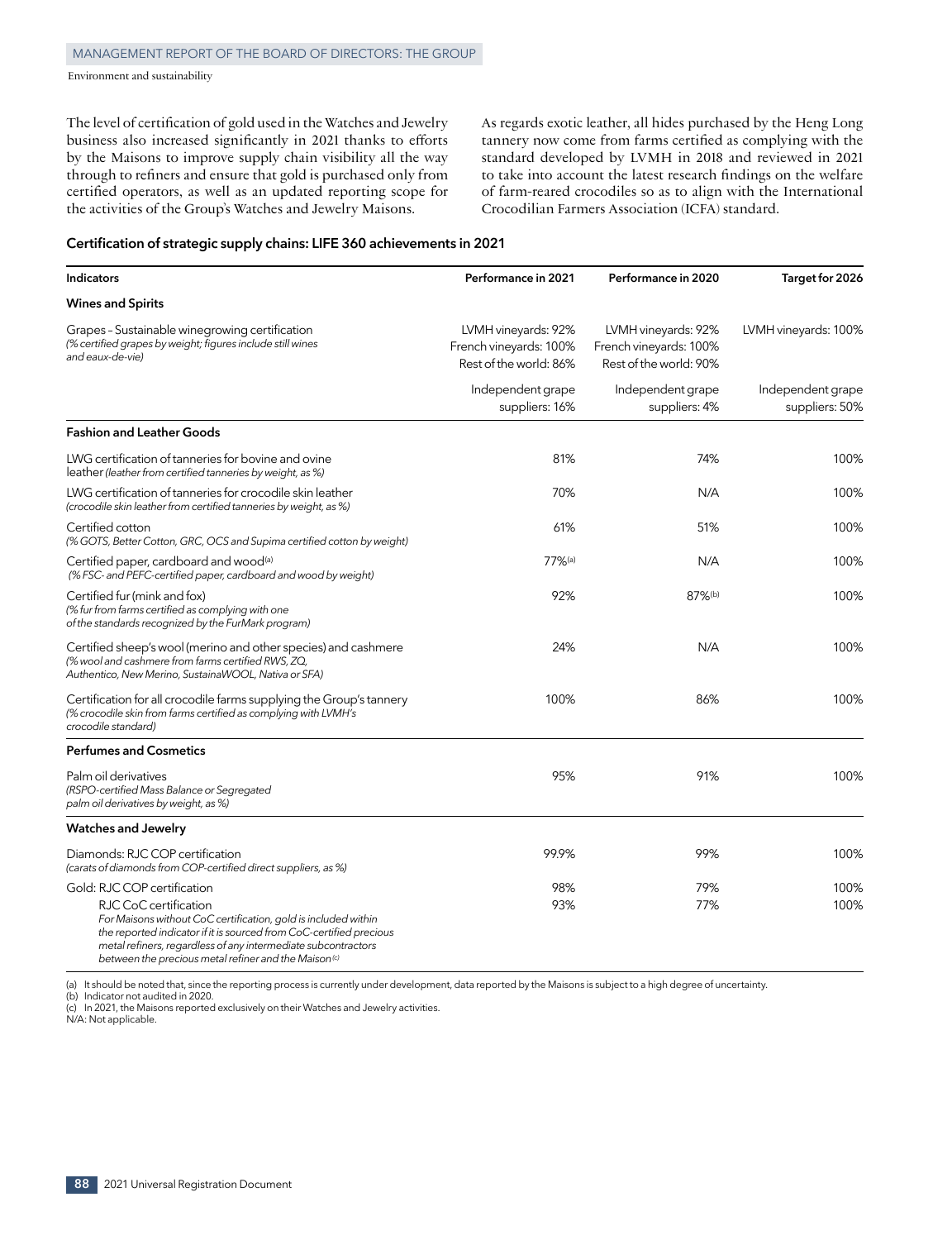The level of certification of gold used in the Watches and Jewelry business also increased significantly in 2021 thanks to efforts by the Maisons to improve supply chain visibility all the way through to refiners and ensure that gold is purchased only from certified operators, as well as an updated reporting scope for the activities of the Group's Watches and Jewelry Maisons.

As regards exotic leather, all hides purchased by the Heng Long tannery now come from farms certified as complying with the standard developed by LVMH in 2018 and reviewed in 2021 to take into account the latest research findings on the welfare of farm-reared crocodiles so as to align with the International Crocodilian Farmers Association (ICFA) standard.

### Certification of strategic supply chains: LIFE 360 achievements in 2021

| Indicators | Performance in 2021 | Performance in 2020 | Target for 2026 |
|---|---|---|---|
| **Wines and Spirits** | | | |
| Grapes – Sustainable winegrowing certification *(% certified grapes by weight; figures include still wines and eaux-de-vie)* | LVMH vineyards: 92% French vineyards: 100% Rest of the world: 86% | LVMH vineyards: 92% French vineyards: 100% Rest of the world: 90% | LVMH vineyards: 100% |
| | Independent grape suppliers: 16% | Independent grape suppliers: 4% | Independent grape suppliers: 50% |
| **Fashion and Leather Goods** | | | |
| LWG certification of tanneries for bovine and ovine leather *(leather from certified tanneries by weight, as %)* | 81% | 74% | 100% |
| LWG certification of tanneries for crocodile skin leather *(crocodile skin leather from certified tanneries by weight, as %)* | 70% | N/A | 100% |
| Certified cotton *(% GOTS, Better Cotton, GRC, OCS and Supima certified cotton by weight)* | 61% | 51% | 100% |
| Certified paper, cardboard and wood[(a)] *(% FSC- and PEFC-certified paper, cardboard and wood by weight)* | 77%[(a)] | N/A | 100% |
| Certified fur (mink and fox) *(% fur from farms certified as complying with one of the standards recognized by the FurMark program)* | 92% | 87%[(b)] | 100% |
| Certified sheep's wool (merino and other species) and cashmere *(% wool and cashmere from farms certified RWS, ZQ, Authentico, New Merino, SustainaWOOL, Nativa or SFA)* | 24% | N/A | 100% |
| Certification for all crocodile farms supplying the Group's tannery *(% crocodile skin from farms certified as complying with LVMH's crocodile standard)* | 100% | 86% | 100% |
| **Perfumes and Cosmetics** | | | |
| Palm oil derivatives *(RSPO-certified Mass Balance or Segregated palm oil derivatives by weight, as %)* | 95% | 91% | 100% |
| **Watches and Jewelry** | | | |
| Diamonds: RJC COP certification *(carats of diamonds from COP-certified direct suppliers, as %)* | 99.9% | 99% | 100% |
| Gold: RJC COP certification | 98% | 79% | 100% |
| RJC CoC certification *For Maisons without CoC certification, gold is included within the reported indicator if it is sourced from CoC-certified precious metal refiners, regardless of any intermediate subcontractors between the precious metal refiner and the Maison*[(c)] | 93% | 77% | 100% |

(a) It should be noted that, since the reporting process is currently under development, data reported by the Maisons is subject to a high degree of uncertainty.
(b) Indicator not audited in 2020.
(c) In 2021, the Maisons reported exclusively on their Watches and Jewelry activities.
N/A: Not applicable.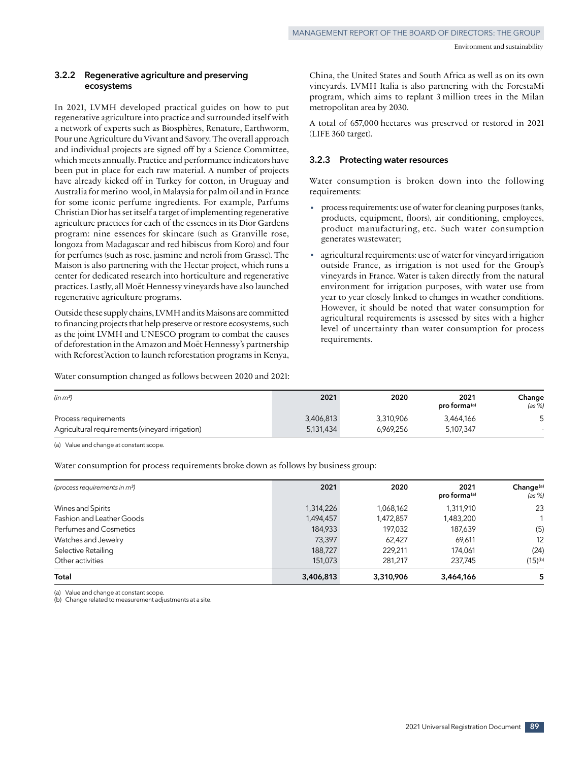### 3.2.2 Regenerative agriculture and preserving ecosystems

In 2021, LVMH developed practical guides on how to put regenerative agriculture into practice and surrounded itself with a network of experts such as Biosphères, Renature, Earthworm, Pour une Agriculture du Vivant and Savory. The overall approach and individual projects are signed off by a Science Committee, which meets annually. Practice and performance indicators have been put in place for each raw material. A number of projects have already kicked off in Turkey for cotton, in Uruguay and Australia for merino wool, in Malaysia for palm oil and in France for some iconic perfume ingredients. For example, Parfums Christian Dior has set itself a target of implementing regenerative agriculture practices for each of the essences in its Dior Gardens program: nine essences for skincare (such as Granville rose, longoza from Madagascar and red hibiscus from Koro) and four for perfumes (such as rose, jasmine and neroli from Grasse). The Maison is also partnering with the Hectar project, which runs a center for dedicated research into horticulture and regenerative practices. Lastly, all Moët Hennessy vineyards have also launched regenerative agriculture programs.

Outside these supply chains, LVMH and its Maisons are committed to financing projects that help preserve or restore ecosystems, such as the joint LVMH and UNESCO program to combat the causes of deforestation in the Amazon and Moët Hennessy's partnership with Reforest'Action to launch reforestation programs in Kenya, China, the United States and South Africa as well as on its own vineyards. LVMH Italia is also partnering with the ForestaMi program, which aims to replant 3 million trees in the Milan metropolitan area by 2030.

A total of 657,000 hectares was preserved or restored in 2021 (LIFE 360 target).

### 3.2.3 Protecting water resources

Water consumption is broken down into the following requirements:

- process requirements: use of water for cleaning purposes (tanks, products, equipment, floors), air conditioning, employees, product manufacturing, etc. Such water consumption generates wastewater;
- agricultural requirements: use of water for vineyard irrigation outside France, as irrigation is not used for the Group's vineyards in France. Water is taken directly from the natural environment for irrigation purposes, with water use from year to year closely linked to changes in weather conditions. However, it should be noted that water consumption for agricultural requirements is assessed by sites with a higher level of uncertainty than water consumption for process requirements.

Water consumption changed as follows between 2020 and 2021:

| *(in m³)* | 2021 | 2020 | 2021 pro forma[(a)] | Change *(as %)* |
|---|---|---|---|---|
| Process requirements | 3,406,813 | 3,310,906 | 3,464,166 | 5 |
| Agricultural requirements (vineyard irrigation) | 5,131,434 | 6,969,256 | 5,107,347 | - |

(a) Value and change at constant scope.

Water consumption for process requirements broke down as follows by business group:

| *(process requirements in m³)* | 2021 | 2020 | 2021 pro forma[(a)] | Change[(a)] *(as %)* |
|---|---|---|---|---|
| Wines and Spirits | 1,314,226 | 1,068,162 | 1,311,910 | 23 |
| Fashion and Leather Goods | 1,494,457 | 1,472,857 | 1,483,200 | 1 |
| Perfumes and Cosmetics | 184,933 | 197,032 | 187,639 | (5) |
| Watches and Jewelry | 73,397 | 62,427 | 69,611 | 12 |
| Selective Retailing | 188,727 | 229,211 | 174,061 | (24) |
| Other activities | 151,073 | 281,217 | 237,745 | (15)[(b)] |
| **Total** | **3,406,813** | **3,310,906** | **3,464,166** | **5** |

(a) Value and change at constant scope.
(b) Change related to measurement adjustments at a site.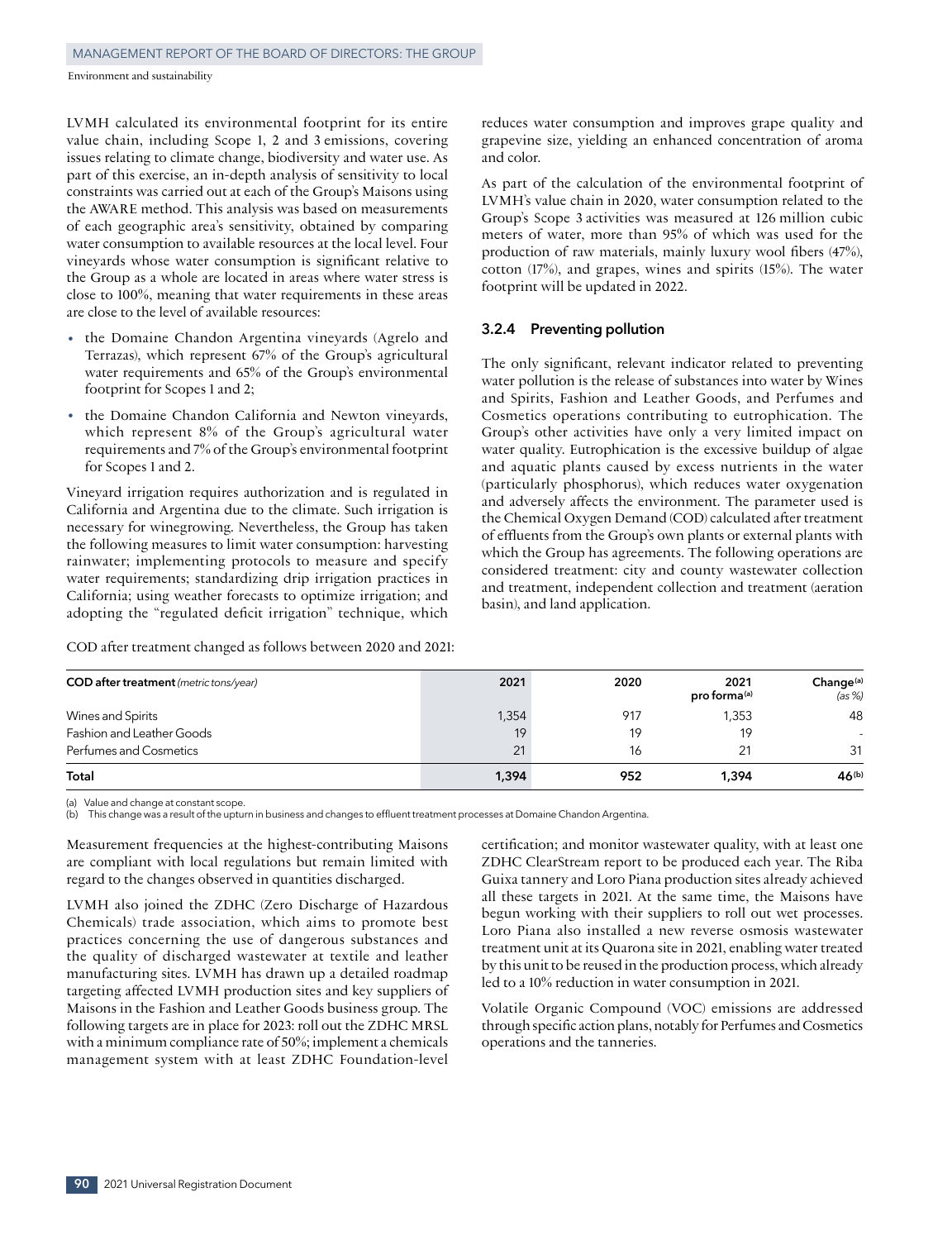LVMH calculated its environmental footprint for its entire value chain, including Scope 1, 2 and 3 emissions, covering issues relating to climate change, biodiversity and water use. As part of this exercise, an in-depth analysis of sensitivity to local constraints was carried out at each of the Group's Maisons using the AWARE method. This analysis was based on measurements of each geographic area's sensitivity, obtained by comparing water consumption to available resources at the local level. Four vineyards whose water consumption is significant relative to the Group as a whole are located in areas where water stress is close to 100%, meaning that water requirements in these areas are close to the level of available resources:

- the Domaine Chandon Argentina vineyards (Agrelo and Terrazas), which represent 67% of the Group's agricultural water requirements and 65% of the Group's environmental footprint for Scopes 1 and 2;
- the Domaine Chandon California and Newton vineyards, which represent 8% of the Group's agricultural water requirements and 7% of the Group's environmental footprint for Scopes 1 and 2.

Vineyard irrigation requires authorization and is regulated in California and Argentina due to the climate. Such irrigation is necessary for winegrowing. Nevertheless, the Group has taken the following measures to limit water consumption: harvesting rainwater; implementing protocols to measure and specify water requirements; standardizing drip irrigation practices in California; using weather forecasts to optimize irrigation; and adopting the "regulated deficit irrigation" technique, which reduces water consumption and improves grape quality and grapevine size, yielding an enhanced concentration of aroma and color.

As part of the calculation of the environmental footprint of LVMH's value chain in 2020, water consumption related to the Group's Scope 3 activities was measured at 126 million cubic meters of water, more than 95% of which was used for the production of raw materials, mainly luxury wool fibers (47%), cotton (17%), and grapes, wines and spirits (15%). The water footprint will be updated in 2022.

### 3.2.4 Preventing pollution

The only significant, relevant indicator related to preventing water pollution is the release of substances into water by Wines and Spirits, Fashion and Leather Goods, and Perfumes and Cosmetics operations contributing to eutrophication. The Group's other activities have only a very limited impact on water quality. Eutrophication is the excessive buildup of algae and aquatic plants caused by excess nutrients in the water (particularly phosphorus), which reduces water oxygenation and adversely affects the environment. The parameter used is the Chemical Oxygen Demand (COD) calculated after treatment of effluents from the Group's own plants or external plants with which the Group has agreements. The following operations are considered treatment: city and county wastewater collection and treatment, independent collection and treatment (aeration basin), and land application.

COD after treatment changed as follows between 2020 and 2021:

| **COD after treatment** *(metric tons/year)* | **2021** | **2020** | **2021 pro forma**[(a)] | **Change**[(a)] *(as %)* |
|---|---|---|---|---|
| Wines and Spirits | 1,354 | 917 | 1,353 | 48 |
| Fashion and Leather Goods | 19 | 19 | 19 | - |
| Perfumes and Cosmetics | 21 | 16 | 21 | 31 |
| **Total** | **1,394** | **952** | **1,394** | **46**[(b)] |

(a) Value and change at constant scope.
(b) This change was a result of the upturn in business and changes to effluent treatment processes at Domaine Chandon Argentina.

Measurement frequencies at the highest-contributing Maisons are compliant with local regulations but remain limited with regard to the changes observed in quantities discharged.

LVMH also joined the ZDHC (Zero Discharge of Hazardous Chemicals) trade association, which aims to promote best practices concerning the use of dangerous substances and the quality of discharged wastewater at textile and leather manufacturing sites. LVMH has drawn up a detailed roadmap targeting affected LVMH production sites and key suppliers of Maisons in the Fashion and Leather Goods business group. The following targets are in place for 2023: roll out the ZDHC MRSL with a minimum compliance rate of 50%; implement a chemicals management system with at least ZDHC Foundation-level certification; and monitor wastewater quality, with at least one ZDHC ClearStream report to be produced each year. The Riba Guixa tannery and Loro Piana production sites already achieved all these targets in 2021. At the same time, the Maisons have begun working with their suppliers to roll out wet processes. Loro Piana also installed a new reverse osmosis wastewater treatment unit at its Quarona site in 2021, enabling water treated by this unit to be reused in the production process, which already led to a 10% reduction in water consumption in 2021.

Volatile Organic Compound (VOC) emissions are addressed through specific action plans, notably for Perfumes and Cosmetics operations and the tanneries.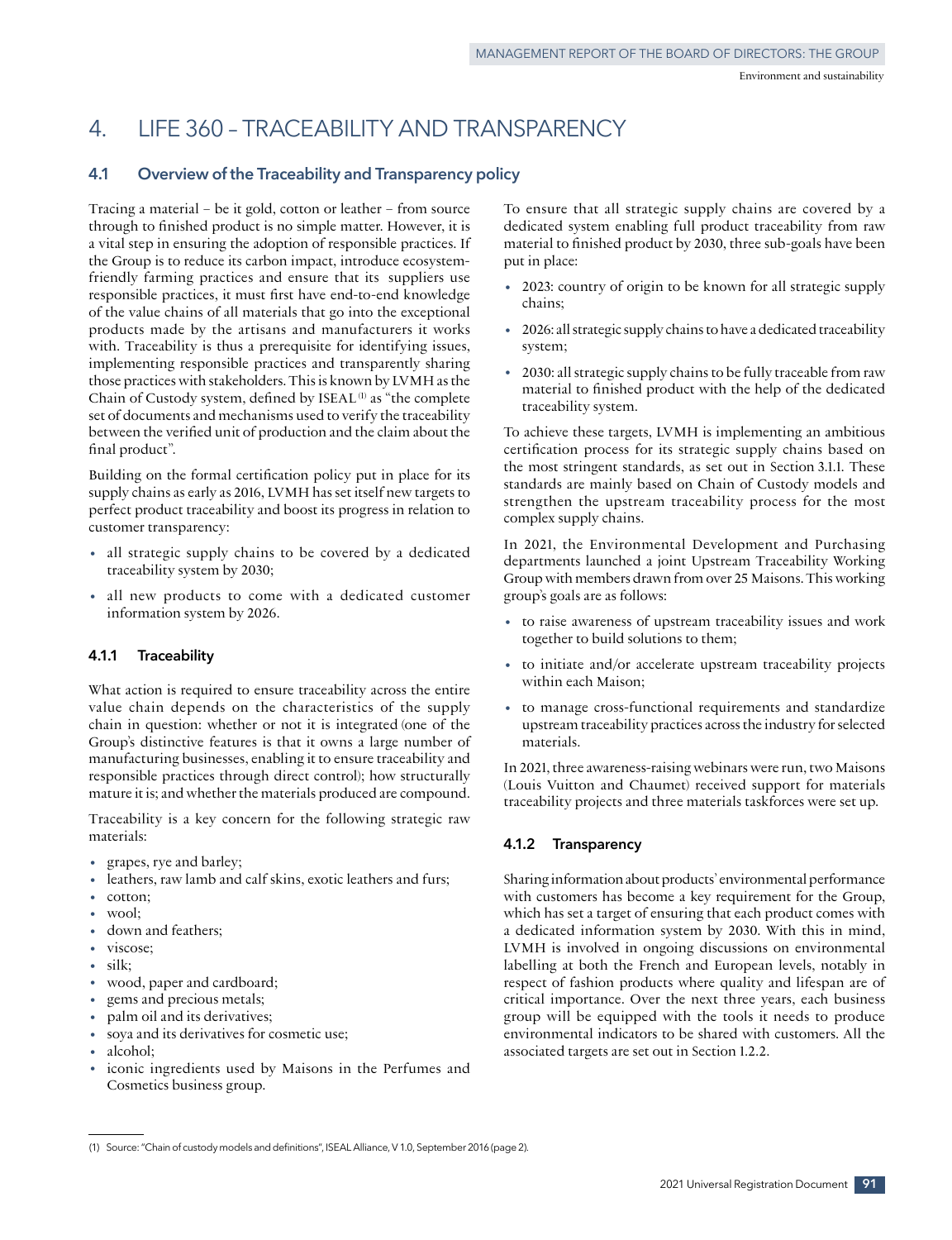# 4. LIFE 360 – TRACEABILITY AND TRANSPARENCY

## 4.1 Overview of the Traceability and Transparency policy

Tracing a material – be it gold, cotton or leather – from source through to finished product is no simple matter. However, it is a vital step in ensuring the adoption of responsible practices. If the Group is to reduce its carbon impact, introduce ecosystem-friendly farming practices and ensure that its suppliers use responsible practices, it must first have end-to-end knowledge of the value chains of all materials that go into the exceptional products made by the artisans and manufacturers it works with. Traceability is thus a prerequisite for identifying issues, implementing responsible practices and transparently sharing those practices with stakeholders. This is known by LVMH as the Chain of Custody system, defined by ISEAL[1] as "the complete set of documents and mechanisms used to verify the traceability between the verified unit of production and the claim about the final product".

Building on the formal certification policy put in place for its supply chains as early as 2016, LVMH has set itself new targets to perfect product traceability and boost its progress in relation to customer transparency:

- all strategic supply chains to be covered by a dedicated traceability system by 2030;
- all new products to come with a dedicated customer information system by 2026.

### 4.1.1 Traceability

What action is required to ensure traceability across the entire value chain depends on the characteristics of the supply chain in question: whether or not it is integrated (one of the Group's distinctive features is that it owns a large number of manufacturing businesses, enabling it to ensure traceability and responsible practices through direct control); how structurally mature it is; and whether the materials produced are compound.

Traceability is a key concern for the following strategic raw materials:

- grapes, rye and barley;
- leathers, raw lamb and calf skins, exotic leathers and furs;
- cotton;
- wool;
- down and feathers;
- viscose;
- silk;
- wood, paper and cardboard;
- gems and precious metals;
- palm oil and its derivatives;
- soya and its derivatives for cosmetic use;
- alcohol;
- iconic ingredients used by Maisons in the Perfumes and Cosmetics business group.

To ensure that all strategic supply chains are covered by a dedicated system enabling full product traceability from raw material to finished product by 2030, three sub-goals have been put in place:

- 2023: country of origin to be known for all strategic supply chains;
- 2026: all strategic supply chains to have a dedicated traceability system;
- 2030: all strategic supply chains to be fully traceable from raw material to finished product with the help of the dedicated traceability system.

To achieve these targets, LVMH is implementing an ambitious certification process for its strategic supply chains based on the most stringent standards, as set out in Section 3.1.1. These standards are mainly based on Chain of Custody models and strengthen the upstream traceability process for the most complex supply chains.

In 2021, the Environmental Development and Purchasing departments launched a joint Upstream Traceability Working Group with members drawn from over 25 Maisons. This working group's goals are as follows:

- to raise awareness of upstream traceability issues and work together to build solutions to them;
- to initiate and/or accelerate upstream traceability projects within each Maison;
- to manage cross-functional requirements and standardize upstream traceability practices across the industry for selected materials.

In 2021, three awareness-raising webinars were run, two Maisons (Louis Vuitton and Chaumet) received support for materials traceability projects and three materials taskforces were set up.

### 4.1.2 Transparency

Sharing information about products' environmental performance with customers has become a key requirement for the Group, which has set a target of ensuring that each product comes with a dedicated information system by 2030. With this in mind, LVMH is involved in ongoing discussions on environmental labelling at both the French and European levels, notably in respect of fashion products where quality and lifespan are of critical importance. Over the next three years, each business group will be equipped with the tools it needs to produce environmental indicators to be shared with customers. All the associated targets are set out in Section 1.2.2.

---

(1) Source: "Chain of custody models and definitions", ISEAL Alliance, V 1.0, September 2016 (page 2).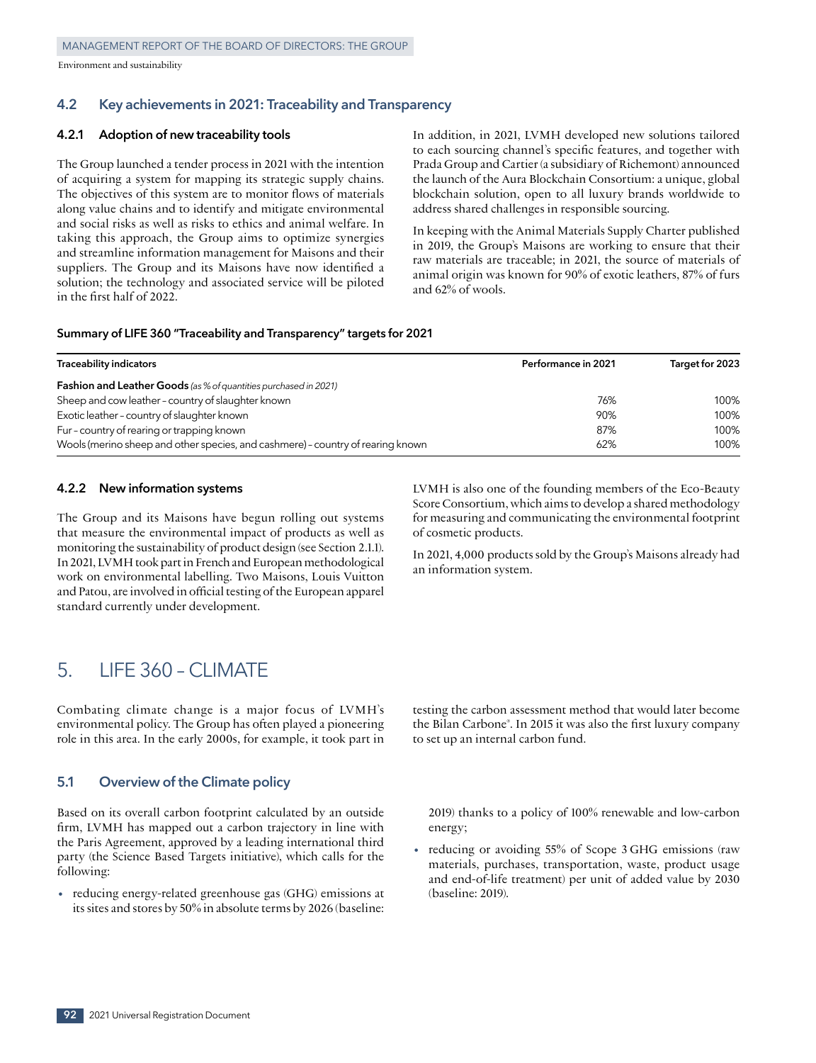## 4.2 Key achievements in 2021: Traceability and Transparency

### 4.2.1 Adoption of new traceability tools

The Group launched a tender process in 2021 with the intention of acquiring a system for mapping its strategic supply chains. The objectives of this system are to monitor flows of materials along value chains and to identify and mitigate environmental and social risks as well as risks to ethics and animal welfare. In taking this approach, the Group aims to optimize synergies and streamline information management for Maisons and their suppliers. The Group and its Maisons have now identified a solution; the technology and associated service will be piloted in the first half of 2022.

In addition, in 2021, LVMH developed new solutions tailored to each sourcing channel's specific features, and together with Prada Group and Cartier (a subsidiary of Richemont) announced the launch of the Aura Blockchain Consortium: a unique, global blockchain solution, open to all luxury brands worldwide to address shared challenges in responsible sourcing.

In keeping with the Animal Materials Supply Charter published in 2019, the Group's Maisons are working to ensure that their raw materials are traceable; in 2021, the source of materials of animal origin was known for 90% of exotic leathers, 87% of furs and 62% of wools.

**Summary of LIFE 360 "Traceability and Transparency" targets for 2021**

| Traceability indicators | Performance in 2021 | Target for 2023 |
|---|---|---|
| **Fashion and Leather Goods** *(as % of quantities purchased in 2021)* | | |
| Sheep and cow leather – country of slaughter known | 76% | 100% |
| Exotic leather – country of slaughter known | 90% | 100% |
| Fur – country of rearing or trapping known | 87% | 100% |
| Wools (merino sheep and other species, and cashmere) – country of rearing known | 62% | 100% |

### 4.2.2 New information systems

The Group and its Maisons have begun rolling out systems that measure the environmental impact of products as well as monitoring the sustainability of product design (see Section 2.1.1). In 2021, LVMH took part in French and European methodological work on environmental labelling. Two Maisons, Louis Vuitton and Patou, are involved in official testing of the European apparel standard currently under development.

LVMH is also one of the founding members of the Eco-Beauty Score Consortium, which aims to develop a shared methodology for measuring and communicating the environmental footprint of cosmetic products.

In 2021, 4,000 products sold by the Group's Maisons already had an information system.

# 5. LIFE 360 – CLIMATE

Combating climate change is a major focus of LVMH's environmental policy. The Group has often played a pioneering role in this area. In the early 2000s, for example, it took part in testing the carbon assessment method that would later become the Bilan Carbone®. In 2015 it was also the first luxury company to set up an internal carbon fund.

## 5.1 Overview of the Climate policy

Based on its overall carbon footprint calculated by an outside firm, LVMH has mapped out a carbon trajectory in line with the Paris Agreement, approved by a leading international third party (the Science Based Targets initiative), which calls for the following:

- reducing energy-related greenhouse gas (GHG) emissions at its sites and stores by 50% in absolute terms by 2026 (baseline: 2019) thanks to a policy of 100% renewable and low-carbon energy;
- reducing or avoiding 55% of Scope 3 GHG emissions (raw materials, purchases, transportation, waste, product usage and end-of-life treatment) per unit of added value by 2030 (baseline: 2019).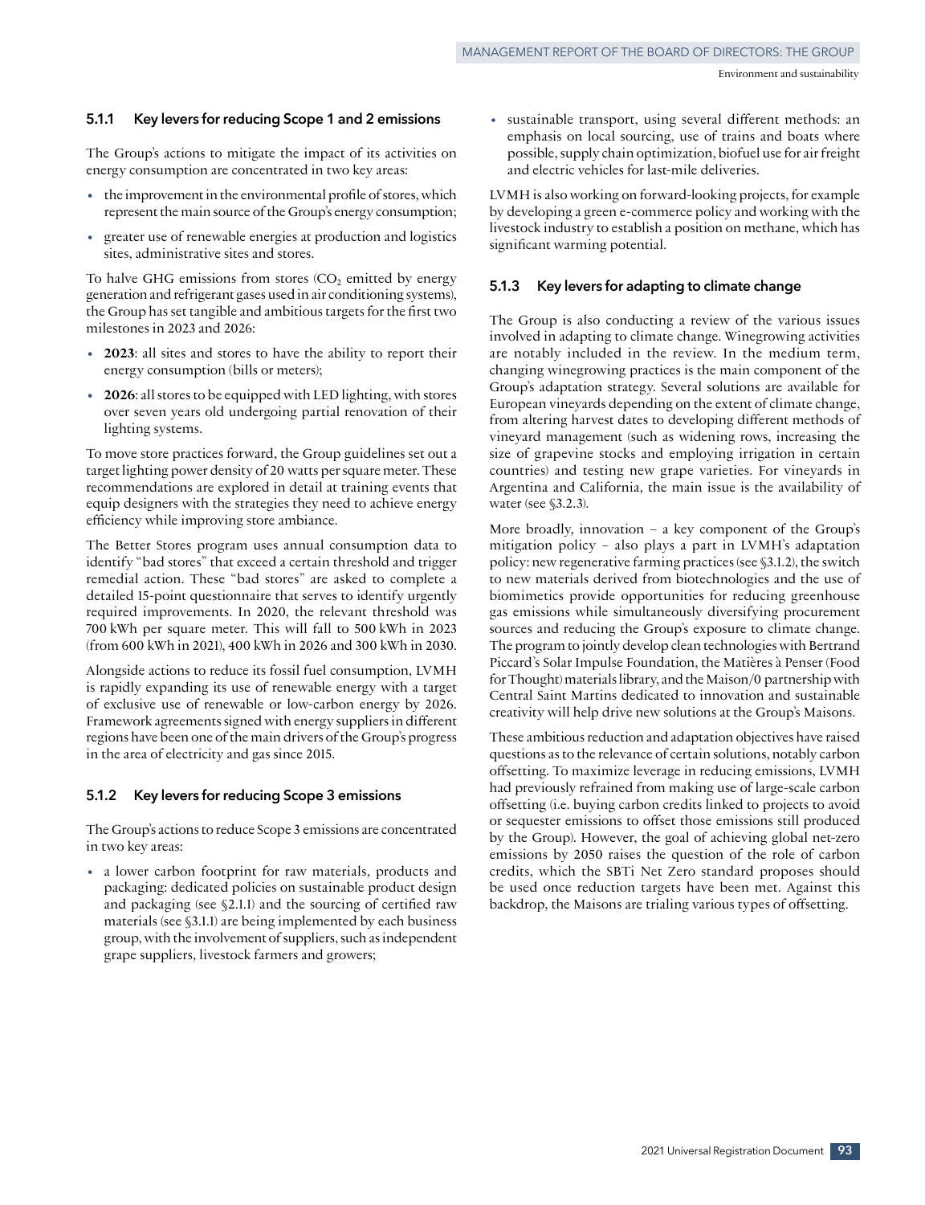### 5.1.1 Key levers for reducing Scope 1 and 2 emissions

The Group's actions to mitigate the impact of its activities on energy consumption are concentrated in two key areas:

- the improvement in the environmental profile of stores, which represent the main source of the Group's energy consumption;
- greater use of renewable energies at production and logistics sites, administrative sites and stores.

To halve GHG emissions from stores ($CO_2$ emitted by energy generation and refrigerant gases used in air conditioning systems), the Group has set tangible and ambitious targets for the first two milestones in 2023 and 2026:

- **2023**: all sites and stores to have the ability to report their energy consumption (bills or meters);
- **2026**: all stores to be equipped with LED lighting, with stores over seven years old undergoing partial renovation of their lighting systems.

To move store practices forward, the Group guidelines set out a target lighting power density of 20 watts per square meter. These recommendations are explored in detail at training events that equip designers with the strategies they need to achieve energy efficiency while improving store ambiance.

The Better Stores program uses annual consumption data to identify "bad stores" that exceed a certain threshold and trigger remedial action. These "bad stores" are asked to complete a detailed 15-point questionnaire that serves to identify urgently required improvements. In 2020, the relevant threshold was 700 kWh per square meter. This will fall to 500 kWh in 2023 (from 600 kWh in 2021), 400 kWh in 2026 and 300 kWh in 2030.

Alongside actions to reduce its fossil fuel consumption, LVMH is rapidly expanding its use of renewable energy with a target of exclusive use of renewable or low-carbon energy by 2026. Framework agreements signed with energy suppliers in different regions have been one of the main drivers of the Group's progress in the area of electricity and gas since 2015.

### 5.1.2 Key levers for reducing Scope 3 emissions

The Group's actions to reduce Scope 3 emissions are concentrated in two key areas:

- a lower carbon footprint for raw materials, products and packaging: dedicated policies on sustainable product design and packaging (see §2.1.1) and the sourcing of certified raw materials (see §3.1.1) are being implemented by each business group, with the involvement of suppliers, such as independent grape suppliers, livestock farmers and growers;
- sustainable transport, using several different methods: an emphasis on local sourcing, use of trains and boats where possible, supply chain optimization, biofuel use for air freight and electric vehicles for last-mile deliveries.

LVMH is also working on forward-looking projects, for example by developing a green e-commerce policy and working with the livestock industry to establish a position on methane, which has significant warming potential.

### 5.1.3 Key levers for adapting to climate change

The Group is also conducting a review of the various issues involved in adapting to climate change. Winegrowing activities are notably included in the review. In the medium term, changing winegrowing practices is the main component of the Group's adaptation strategy. Several solutions are available for European vineyards depending on the extent of climate change, from altering harvest dates to developing different methods of vineyard management (such as widening rows, increasing the size of grapevine stocks and employing irrigation in certain countries) and testing new grape varieties. For vineyards in Argentina and California, the main issue is the availability of water (see §3.2.3).

More broadly, innovation – a key component of the Group's mitigation policy – also plays a part in LVMH's adaptation policy: new regenerative farming practices (see §3.1.2), the switch to new materials derived from biotechnologies and the use of biomimetics provide opportunities for reducing greenhouse gas emissions while simultaneously diversifying procurement sources and reducing the Group's exposure to climate change. The program to jointly develop clean technologies with Bertrand Piccard's Solar Impulse Foundation, the Matières à Penser (Food for Thought) materials library, and the Maison/0 partnership with Central Saint Martins dedicated to innovation and sustainable creativity will help drive new solutions at the Group's Maisons.

These ambitious reduction and adaptation objectives have raised questions as to the relevance of certain solutions, notably carbon offsetting. To maximize leverage in reducing emissions, LVMH had previously refrained from making use of large-scale carbon offsetting (i.e. buying carbon credits linked to projects to avoid or sequester emissions to offset those emissions still produced by the Group). However, the goal of achieving global net-zero emissions by 2050 raises the question of the role of carbon credits, which the SBTi Net Zero standard proposes should be used once reduction targets have been met. Against this backdrop, the Maisons are trialing various types of offsetting.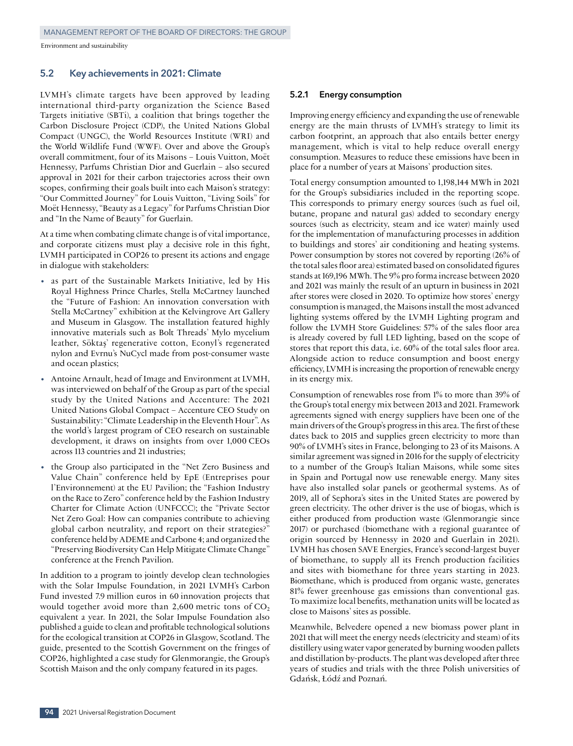## 5.2 Key achievements in 2021: Climate

LVMH's climate targets have been approved by leading international third-party organization the Science Based Targets initiative (SBTi), a coalition that brings together the Carbon Disclosure Project (CDP), the United Nations Global Compact (UNGC), the World Resources Institute (WRI) and the World Wildlife Fund (WWF). Over and above the Group's overall commitment, four of its Maisons – Louis Vuitton, Moët Hennessy, Parfums Christian Dior and Guerlain – also secured approval in 2021 for their carbon trajectories across their own scopes, confirming their goals built into each Maison's strategy: "Our Committed Journey" for Louis Vuitton, "Living Soils" for Moët Hennessy, "Beauty as a Legacy" for Parfums Christian Dior and "In the Name of Beauty" for Guerlain.

At a time when combating climate change is of vital importance, and corporate citizens must play a decisive role in this fight, LVMH participated in COP26 to present its actions and engage in dialogue with stakeholders:

- as part of the Sustainable Markets Initiative, led by His Royal Highness Prince Charles, Stella McCartney launched the "Future of Fashion: An innovation conversation with Stella McCartney" exhibition at the Kelvingrove Art Gallery and Museum in Glasgow. The installation featured highly innovative materials such as Bolt Threads' Mylo mycelium leather, Söktaş' regenerative cotton, Econyl's regenerated nylon and Evrnu's NuCycl made from post-consumer waste and ocean plastics;
- Antoine Arnault, head of Image and Environment at LVMH, was interviewed on behalf of the Group as part of the special study by the United Nations and Accenture: The 2021 United Nations Global Compact – Accenture CEO Study on Sustainability: "Climate Leadership in the Eleventh Hour". As the world's largest program of CEO research on sustainable development, it draws on insights from over 1,000 CEOs across 113 countries and 21 industries;
- the Group also participated in the "Net Zero Business and Value Chain" conference held by EpE (Entreprises pour l'Environnement) at the EU Pavilion; the "Fashion Industry on the Race to Zero" conference held by the Fashion Industry Charter for Climate Action (UNFCCC); the "Private Sector Net Zero Goal: How can companies contribute to achieving global carbon neutrality, and report on their strategies?" conference held by ADEME and Carbone 4; and organized the "Preserving Biodiversity Can Help Mitigate Climate Change" conference at the French Pavilion.

In addition to a program to jointly develop clean technologies with the Solar Impulse Foundation, in 2021 LVMH's Carbon Fund invested 7.9 million euros in 60 innovation projects that would together avoid more than 2,600 metric tons of $CO_2$ equivalent a year. In 2021, the Solar Impulse Foundation also published a guide to clean and profitable technological solutions for the ecological transition at COP26 in Glasgow, Scotland. The guide, presented to the Scottish Government on the fringes of COP26, highlighted a case study for Glenmorangie, the Group's Scottish Maison and the only company featured in its pages.

### 5.2.1 Energy consumption

Improving energy efficiency and expanding the use of renewable energy are the main thrusts of LVMH's strategy to limit its carbon footprint, an approach that also entails better energy management, which is vital to help reduce overall energy consumption. Measures to reduce these emissions have been in place for a number of years at Maisons' production sites.

Total energy consumption amounted to 1,198,144 MWh in 2021 for the Group's subsidiaries included in the reporting scope. This corresponds to primary energy sources (such as fuel oil, butane, propane and natural gas) added to secondary energy sources (such as electricity, steam and ice water) mainly used for the implementation of manufacturing processes in addition to buildings and stores' air conditioning and heating systems. Power consumption by stores not covered by reporting (26% of the total sales floor area) estimated based on consolidated figures stands at 169,196 MWh. The 9% pro forma increase between 2020 and 2021 was mainly the result of an upturn in business in 2021 after stores were closed in 2020. To optimize how stores' energy consumption is managed, the Maisons install the most advanced lighting systems offered by the LVMH Lighting program and follow the LVMH Store Guidelines: 57% of the sales floor area is already covered by full LED lighting, based on the scope of stores that report this data, i.e. 60% of the total sales floor area. Alongside action to reduce consumption and boost energy efficiency, LVMH is increasing the proportion of renewable energy in its energy mix.

Consumption of renewables rose from 1% to more than 39% of the Group's total energy mix between 2013 and 2021. Framework agreements signed with energy suppliers have been one of the main drivers of the Group's progress in this area. The first of these dates back to 2015 and supplies green electricity to more than 90% of LVMH's sites in France, belonging to 23 of its Maisons. A similar agreement was signed in 2016 for the supply of electricity to a number of the Group's Italian Maisons, while some sites in Spain and Portugal now use renewable energy. Many sites have also installed solar panels or geothermal systems. As of 2019, all of Sephora's sites in the United States are powered by green electricity. The other driver is the use of biogas, which is either produced from production waste (Glenmorangie since 2017) or purchased (biomethane with a regional guarantee of origin sourced by Hennessy in 2020 and Guerlain in 2021). LVMH has chosen SAVE Energies, France's second-largest buyer of biomethane, to supply all its French production facilities and sites with biomethane for three years starting in 2023. Biomethane, which is produced from organic waste, generates 81% fewer greenhouse gas emissions than conventional gas. To maximize local benefits, methanation units will be located as close to Maisons' sites as possible.

Meanwhile, Belvedere opened a new biomass power plant in 2021 that will meet the energy needs (electricity and steam) of its distillery using water vapor generated by burning wooden pallets and distillation by-products. The plant was developed after three years of studies and trials with the three Polish universities of Gdańsk, Łódź and Poznań.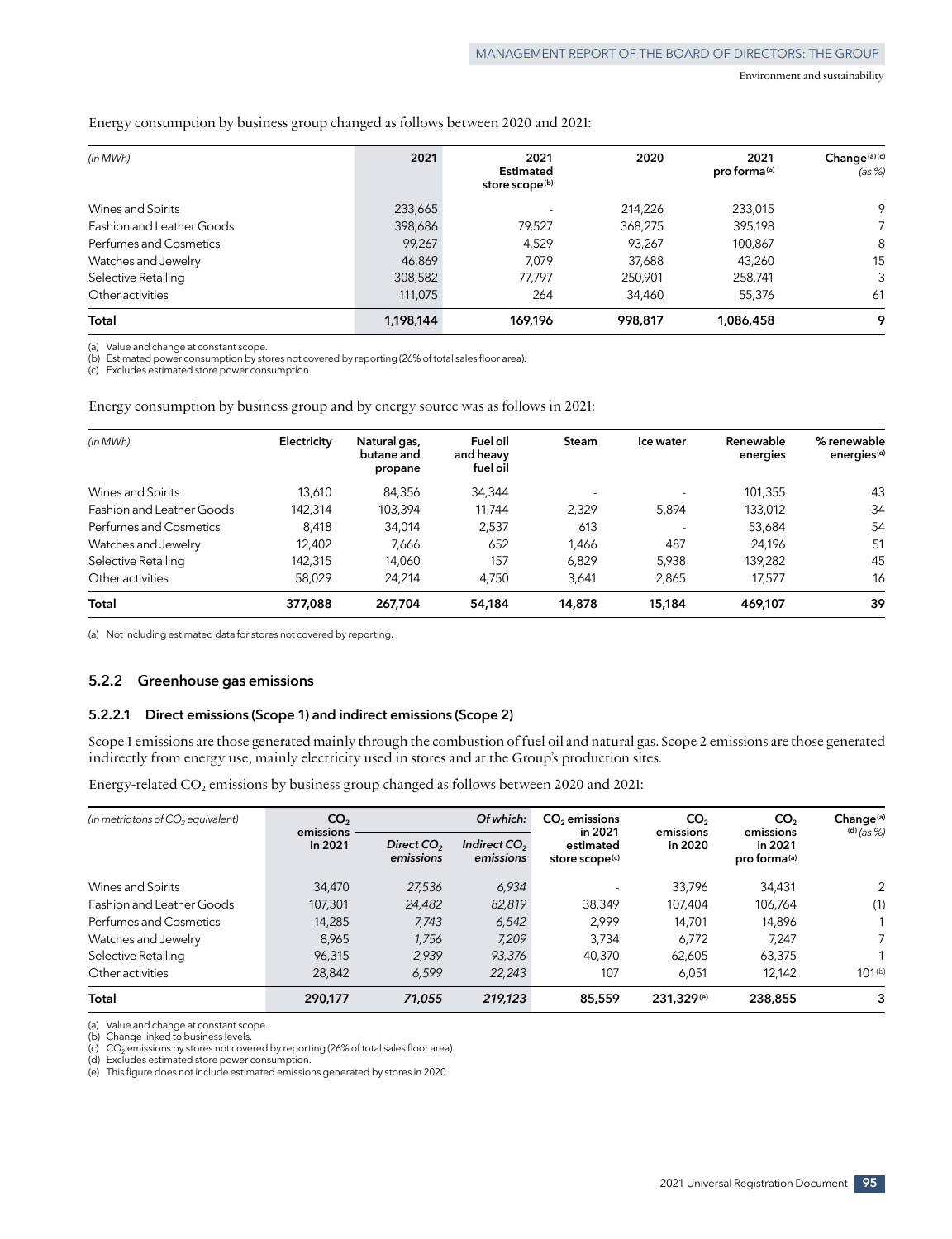Energy consumption by business group changed as follows between 2020 and 2021:

| *(in MWh)* | 2021 | 2021 Estimated store scope[(b)] | 2020 | 2021 pro forma[(a)] | Change[(a)(c)] *(as %)* |
|---|---|---|---|---|---|
| Wines and Spirits | 233,665 | - | 214,226 | 233,015 | 9 |
| Fashion and Leather Goods | 398,686 | 79,527 | 368,275 | 395,198 | 7 |
| Perfumes and Cosmetics | 99,267 | 4,529 | 93,267 | 100,867 | 8 |
| Watches and Jewelry | 46,869 | 7,079 | 37,688 | 43,260 | 15 |
| Selective Retailing | 308,582 | 77,797 | 250,901 | 258,741 | 3 |
| Other activities | 111,075 | 264 | 34,460 | 55,376 | 61 |
| **Total** | **1,198,144** | **169,196** | **998,817** | **1,086,458** | **9** |

(a) Value and change at constant scope.
(b) Estimated power consumption by stores not covered by reporting (26% of total sales floor area).
(c) Excludes estimated store power consumption.

Energy consumption by business group and by energy source was as follows in 2021:

| *(in MWh)* | Electricity | Natural gas, butane and propane | Fuel oil and heavy fuel oil | Steam | Ice water | Renewable energies | % renewable energies[(a)] |
|---|---|---|---|---|---|---|---|
| Wines and Spirits | 13,610 | 84,356 | 34,344 | - | - | 101,355 | 43 |
| Fashion and Leather Goods | 142,314 | 103,394 | 11,744 | 2,329 | 5,894 | 133,012 | 34 |
| Perfumes and Cosmetics | 8,418 | 34,014 | 2,537 | 613 | - | 53,684 | 54 |
| Watches and Jewelry | 12,402 | 7,666 | 652 | 1,466 | 487 | 24,196 | 51 |
| Selective Retailing | 142,315 | 14,060 | 157 | 6,829 | 5,938 | 139,282 | 45 |
| Other activities | 58,029 | 24,214 | 4,750 | 3,641 | 2,865 | 17,577 | 16 |
| **Total** | **377,088** | **267,704** | **54,184** | **14,878** | **15,184** | **469,107** | **39** |

(a) Not including estimated data for stores not covered by reporting.

### 5.2.2 Greenhouse gas emissions

#### 5.2.2.1 Direct emissions (Scope 1) and indirect emissions (Scope 2)

Scope 1 emissions are those generated mainly through the combustion of fuel oil and natural gas. Scope 2 emissions are those generated indirectly from energy use, mainly electricity used in stores and at the Group's production sites.

Energy-related $CO_2$ emissions by business group changed as follows between 2020 and 2021:

| *(in metric tons of $CO_2$ equivalent)* | $CO_2$ emissions in 2021 | *Of which:* | | $CO_2$ emissions in 2021 estimated store scope[(c)] | $CO_2$ emissions in 2020 | $CO_2$ emissions in 2021 pro forma[(a)] | Change[(a)(d)] *(as %)* |
|---|---|---|---|---|---|---|---|
| | | *Direct $CO_2$ emissions* | *Indirect $CO_2$ emissions* | | | | |
| Wines and Spirits | 34,470 | *27,536* | *6,934* | - | 33,796 | 34,431 | 2 |
| Fashion and Leather Goods | 107,301 | *24,482* | *82,819* | 38,349 | 107,404 | 106,764 | (1) |
| Perfumes and Cosmetics | 14,285 | *7,743* | *6,542* | 2,999 | 14,701 | 14,896 | 1 |
| Watches and Jewelry | 8,965 | *1,756* | *7,209* | 3,734 | 6,772 | 7,247 | 7 |
| Selective Retailing | 96,315 | *2,939* | *93,376* | 40,370 | 62,605 | 63,375 | 1 |
| Other activities | 28,842 | *6,599* | *22,243* | 107 | 6,051 | 12,142 | 101[(b)] |
| **Total** | **290,177** | ***71,055*** | ***219,123*** | **85,559** | **231,329[(e)]** | **238,855** | **3** |

(a) Value and change at constant scope.
(b) Change linked to business levels.
(c) $CO_2$ emissions by stores not covered by reporting (26% of total sales floor area).
(d) Excludes estimated store power consumption.
(e) This figure does not include estimated emissions generated by stores in 2020.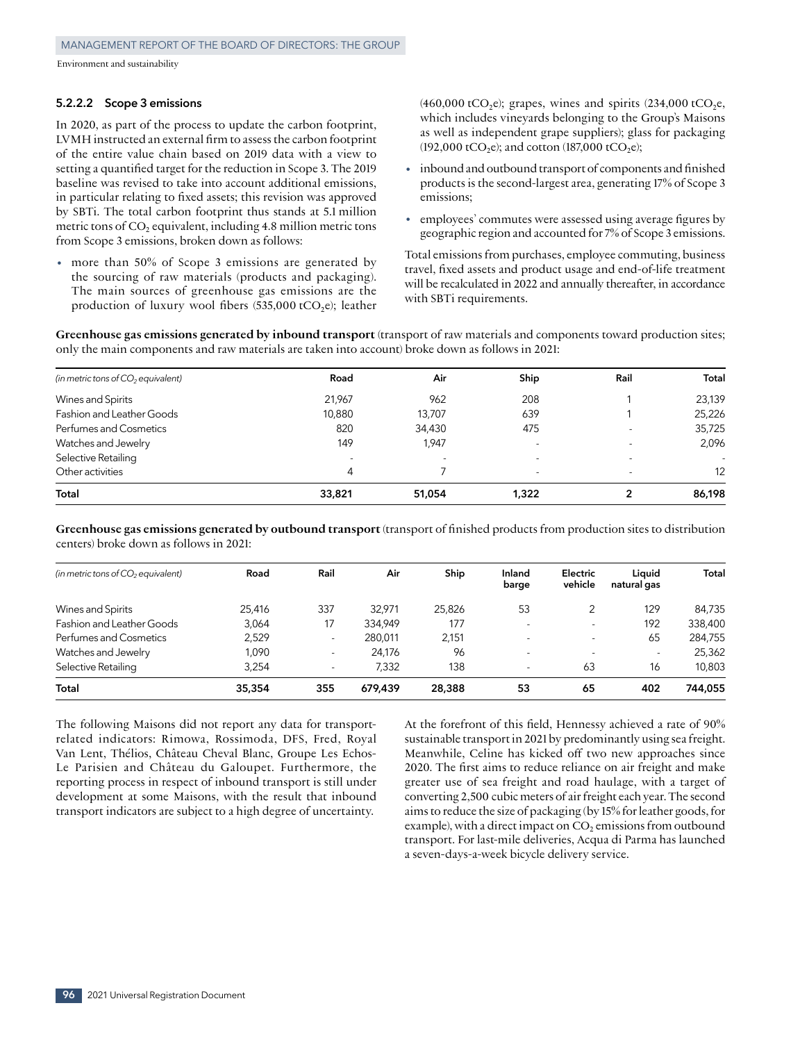#### 5.2.2.2 Scope 3 emissions

In 2020, as part of the process to update the carbon footprint, LVMH instructed an external firm to assess the carbon footprint of the entire value chain based on 2019 data with a view to setting a quantified target for the reduction in Scope 3. The 2019 baseline was revised to take into account additional emissions, in particular relating to fixed assets; this revision was approved by SBTi. The total carbon footprint thus stands at 5.1 million metric tons of $CO_2$ equivalent, including 4.8 million metric tons from Scope 3 emissions, broken down as follows:

- more than 50% of Scope 3 emissions are generated by the sourcing of raw materials (products and packaging). The main sources of greenhouse gas emissions are the production of luxury wool fibers (535,000 $tCO_2e$); leather (460,000 $tCO_2e$); grapes, wines and spirits (234,000 $tCO_2e$, which includes vineyards belonging to the Group's Maisons as well as independent grape suppliers); glass for packaging (192,000 $tCO_2e$); and cotton (187,000 $tCO_2e$);
- inbound and outbound transport of components and finished products is the second-largest area, generating 17% of Scope 3 emissions;
- employees' commutes were assessed using average figures by geographic region and accounted for 7% of Scope 3 emissions.

Total emissions from purchases, employee commuting, business travel, fixed assets and product usage and end-of-life treatment will be recalculated in 2022 and annually thereafter, in accordance with SBTi requirements.

**Greenhouse gas emissions generated by inbound transport** (transport of raw materials and components toward production sites; only the main components and raw materials are taken into account) broke down as follows in 2021:

| *(in metric tons of $CO_2$ equivalent)* | Road | Air | Ship | Rail | Total |
|---|---|---|---|---|---|
| Wines and Spirits | 21,967 | 962 | 208 | 1 | 23,139 |
| Fashion and Leather Goods | 10,880 | 13,707 | 639 | 1 | 25,226 |
| Perfumes and Cosmetics | 820 | 34,430 | 475 | - | 35,725 |
| Watches and Jewelry | 149 | 1,947 | - | - | 2,096 |
| Selective Retailing | - | - | - | - | - |
| Other activities | 4 | 7 | - | - | 12 |
| **Total** | **33,821** | **51,054** | **1,322** | **2** | **86,198** |

**Greenhouse gas emissions generated by outbound transport** (transport of finished products from production sites to distribution centers) broke down as follows in 2021:

| *(in metric tons of $CO_2$ equivalent)* | Road | Rail | Air | Ship | Inland barge | Electric vehicle | Liquid natural gas | Total |
|---|---|---|---|---|---|---|---|---|
| Wines and Spirits | 25,416 | 337 | 32,971 | 25,826 | 53 | 2 | 129 | 84,735 |
| Fashion and Leather Goods | 3,064 | 17 | 334,949 | 177 | - | - | 192 | 338,400 |
| Perfumes and Cosmetics | 2,529 | - | 280,011 | 2,151 | - | - | 65 | 284,755 |
| Watches and Jewelry | 1,090 | - | 24,176 | 96 | - | - | - | 25,362 |
| Selective Retailing | 3,254 | - | 7,332 | 138 | - | 63 | 16 | 10,803 |
| **Total** | **35,354** | **355** | **679,439** | **28,388** | **53** | **65** | **402** | **744,055** |

The following Maisons did not report any data for transport-related indicators: Rimowa, Rossimoda, DFS, Fred, Royal Van Lent, Thélios, Château Cheval Blanc, Groupe Les Echos-Le Parisien and Château du Galoupet. Furthermore, the reporting process in respect of inbound transport is still under development at some Maisons, with the result that inbound transport indicators are subject to a high degree of uncertainty.

At the forefront of this field, Hennessy achieved a rate of 90% sustainable transport in 2021 by predominantly using sea freight. Meanwhile, Celine has kicked off two new approaches since 2020. The first aims to reduce reliance on air freight and make greater use of sea freight and road haulage, with a target of converting 2,500 cubic meters of air freight each year. The second aims to reduce the size of packaging (by 15% for leather goods, for example), with a direct impact on $CO_2$ emissions from outbound transport. For last-mile deliveries, Acqua di Parma has launched a seven-days-a-week bicycle delivery service.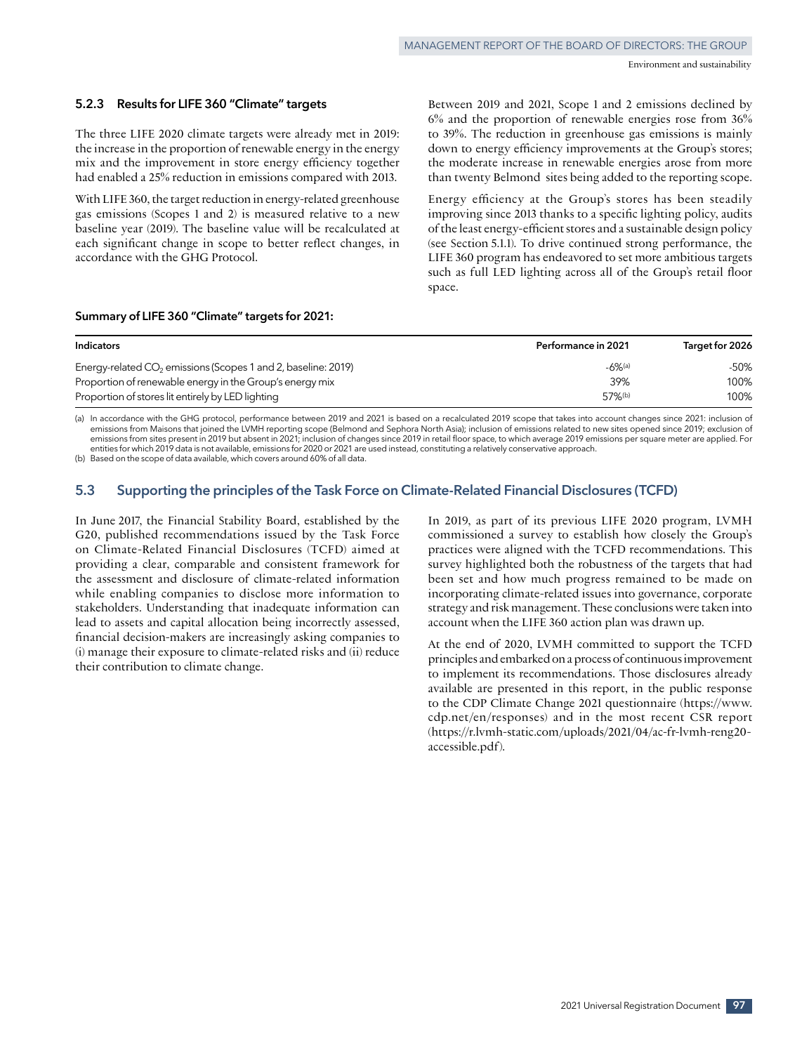### 5.2.3 Results for LIFE 360 "Climate" targets

The three LIFE 2020 climate targets were already met in 2019: the increase in the proportion of renewable energy in the energy mix and the improvement in store energy efficiency together had enabled a 25% reduction in emissions compared with 2013.

With LIFE 360, the target reduction in energy-related greenhouse gas emissions (Scopes 1 and 2) is measured relative to a new baseline year (2019). The baseline value will be recalculated at each significant change in scope to better reflect changes, in accordance with the GHG Protocol.

Between 2019 and 2021, Scope 1 and 2 emissions declined by 6% and the proportion of renewable energies rose from 36% to 39%. The reduction in greenhouse gas emissions is mainly down to energy efficiency improvements at the Group's stores; the moderate increase in renewable energies arose from more than twenty Belmond sites being added to the reporting scope.

Energy efficiency at the Group's stores has been steadily improving since 2013 thanks to a specific lighting policy, audits of the least energy-efficient stores and a sustainable design policy (see Section 5.1.1). To drive continued strong performance, the LIFE 360 program has endeavored to set more ambitious targets such as full LED lighting across all of the Group's retail floor space.

**Summary of LIFE 360 "Climate" targets for 2021:**

| Indicators | Performance in 2021 | Target for 2026 |
|---|---|---|
| Energy-related $CO_2$ emissions (Scopes 1 and 2, baseline: 2019) | -6%[a] | -50% |
| Proportion of renewable energy in the Group's energy mix | 39% | 100% |
| Proportion of stores lit entirely by LED lighting | 57%[b] | 100% |

(a) In accordance with the GHG protocol, performance between 2019 and 2021 is based on a recalculated 2019 scope that takes into account changes since 2021: inclusion of emissions from Maisons that joined the LVMH reporting scope (Belmond and Sephora North Asia); inclusion of emissions related to new sites opened since 2019; exclusion of emissions from sites present in 2019 but absent in 2021; inclusion of changes since 2019 in retail floor space, to which average 2019 emissions per square meter are applied. For entities for which 2019 data is not available, emissions for 2020 or 2021 are used instead, constituting a relatively conservative approach.

(b) Based on the scope of data available, which covers around 60% of all data.

## 5.3 Supporting the principles of the Task Force on Climate-Related Financial Disclosures (TCFD)

In June 2017, the Financial Stability Board, established by the G20, published recommendations issued by the Task Force on Climate-Related Financial Disclosures (TCFD) aimed at providing a clear, comparable and consistent framework for the assessment and disclosure of climate-related information while enabling companies to disclose more information to stakeholders. Understanding that inadequate information can lead to assets and capital allocation being incorrectly assessed, financial decision-makers are increasingly asking companies to (i) manage their exposure to climate-related risks and (ii) reduce their contribution to climate change.

In 2019, as part of its previous LIFE 2020 program, LVMH commissioned a survey to establish how closely the Group's practices were aligned with the TCFD recommendations. This survey highlighted both the robustness of the targets that had been set and how much progress remained to be made on incorporating climate-related issues into governance, corporate strategy and risk management. These conclusions were taken into account when the LIFE 360 action plan was drawn up.

At the end of 2020, LVMH committed to support the TCFD principles and embarked on a process of continuous improvement to implement its recommendations. Those disclosures already available are presented in this report, in the public response to the CDP Climate Change 2021 questionnaire (https://www.cdp.net/en/responses) and in the most recent CSR report (https://r.lvmh-static.com/uploads/2021/04/ac-fr-lvmh-reng20-accessible.pdf).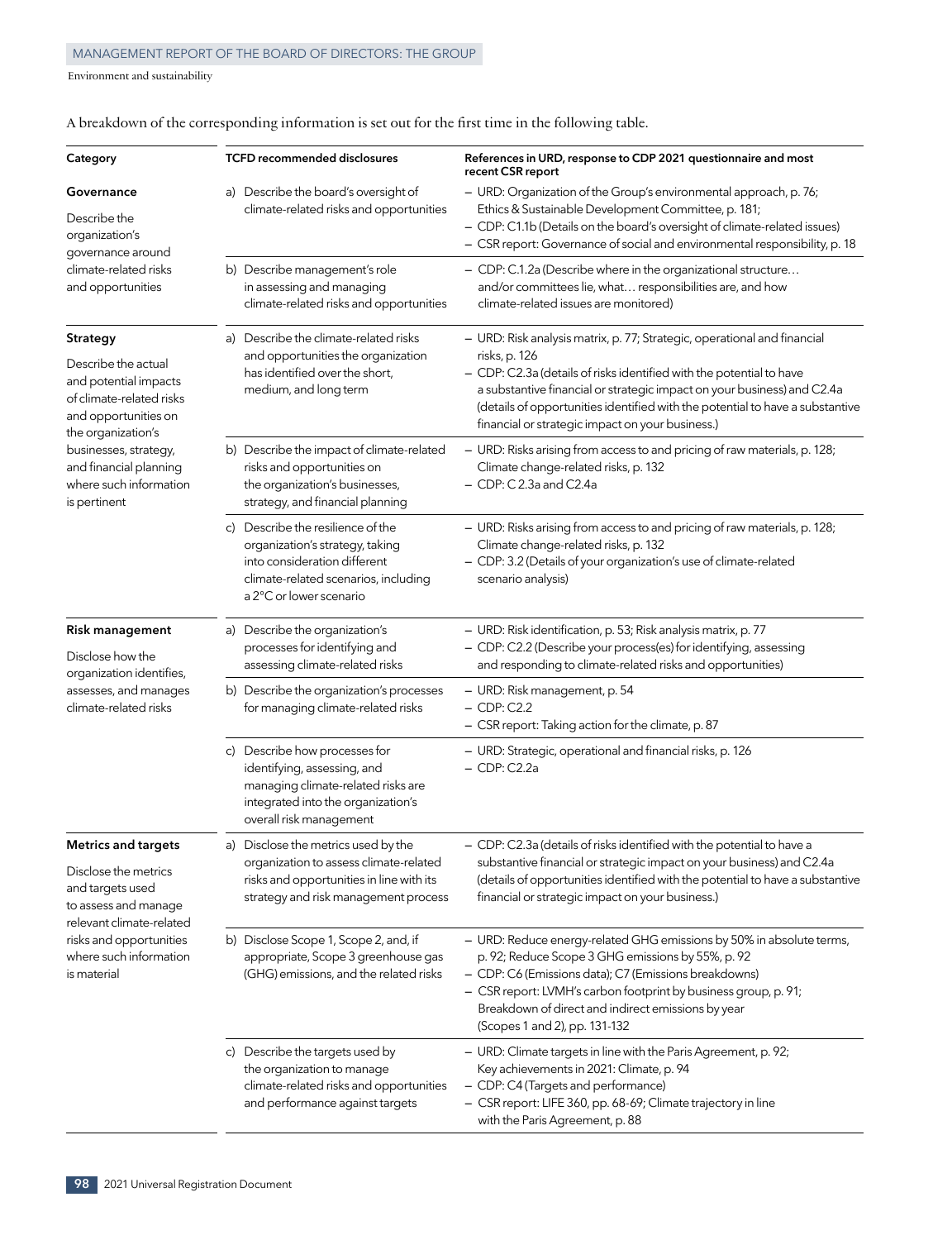A breakdown of the corresponding information is set out for the first time in the following table.

| Category | TCFD recommended disclosures | References in URD, response to CDP 2021 questionnaire and most recent CSR report |
|---|---|---|
| **Governance**<br>Describe the organization's governance around climate-related risks and opportunities | a) Describe the board's oversight of climate-related risks and opportunities | – URD: Organization of the Group's environmental approach, p. 76; Ethics & Sustainable Development Committee, p. 181;<br>– CDP: C1.1b (Details on the board's oversight of climate-related issues)<br>– CSR report: Governance of social and environmental responsibility, p. 18 |
| | b) Describe management's role in assessing and managing climate-related risks and opportunities | – CDP: C.1.2a (Describe where in the organizational structure… and/or committees lie, what… responsibilities are, and how climate-related issues are monitored) |
| **Strategy**<br>Describe the actual and potential impacts of climate-related risks and opportunities on the organization's businesses, strategy, and financial planning where such information is pertinent | a) Describe the climate-related risks and opportunities the organization has identified over the short, medium, and long term | – URD: Risk analysis matrix, p. 77; Strategic, operational and financial risks, p. 126<br>– CDP: C2.3a (details of risks identified with the potential to have a substantive financial or strategic impact on your business) and C2.4a (details of opportunities identified with the potential to have a substantive financial or strategic impact on your business.) |
| | b) Describe the impact of climate-related risks and opportunities on the organization's businesses, strategy, and financial planning | – URD: Risks arising from access to and pricing of raw materials, p. 128; Climate change-related risks, p. 132<br>– CDP: C 2.3a and C2.4a |
| | c) Describe the resilience of the organization's strategy, taking into consideration different climate-related scenarios, including a 2°C or lower scenario | – URD: Risks arising from access to and pricing of raw materials, p. 128; Climate change-related risks, p. 132<br>– CDP: 3.2 (Details of your organization's use of climate-related scenario analysis) |
| **Risk management**<br>Disclose how the organization identifies, assesses, and manages climate-related risks | a) Describe the organization's processes for identifying and assessing climate-related risks | – URD: Risk identification, p. 53; Risk analysis matrix, p. 77<br>– CDP: C2.2 (Describe your process(es) for identifying, assessing and responding to climate-related risks and opportunities) |
| | b) Describe the organization's processes for managing climate-related risks | – URD: Risk management, p. 54<br>– CDP: C2.2<br>– CSR report: Taking action for the climate, p. 87 |
| | c) Describe how processes for identifying, assessing, and managing climate-related risks are integrated into the organization's overall risk management | – URD: Strategic, operational and financial risks, p. 126<br>– CDP: C2.2a |
| **Metrics and targets**<br>Disclose the metrics and targets used to assess and manage relevant climate-related risks and opportunities where such information is material | a) Disclose the metrics used by the organization to assess climate-related risks and opportunities in line with its strategy and risk management process | – CDP: C2.3a (details of risks identified with the potential to have a substantive financial or strategic impact on your business) and C2.4a (details of opportunities identified with the potential to have a substantive financial or strategic impact on your business.) |
| | b) Disclose Scope 1, Scope 2, and, if appropriate, Scope 3 greenhouse gas (GHG) emissions, and the related risks | – URD: Reduce energy-related GHG emissions by 50% in absolute terms, p. 92; Reduce Scope 3 GHG emissions by 55%, p. 92<br>– CDP: C6 (Emissions data); C7 (Emissions breakdowns)<br>– CSR report: LVMH's carbon footprint by business group, p. 91; Breakdown of direct and indirect emissions by year (Scopes 1 and 2), pp. 131-132 |
| | c) Describe the targets used by the organization to manage climate-related risks and opportunities and performance against targets | – URD: Climate targets in line with the Paris Agreement, p. 92; Key achievements in 2021: Climate, p. 94<br>– CDP: C4 (Targets and performance)<br>– CSR report: LIFE 360, pp. 68-69; Climate trajectory in line with the Paris Agreement, p. 88 |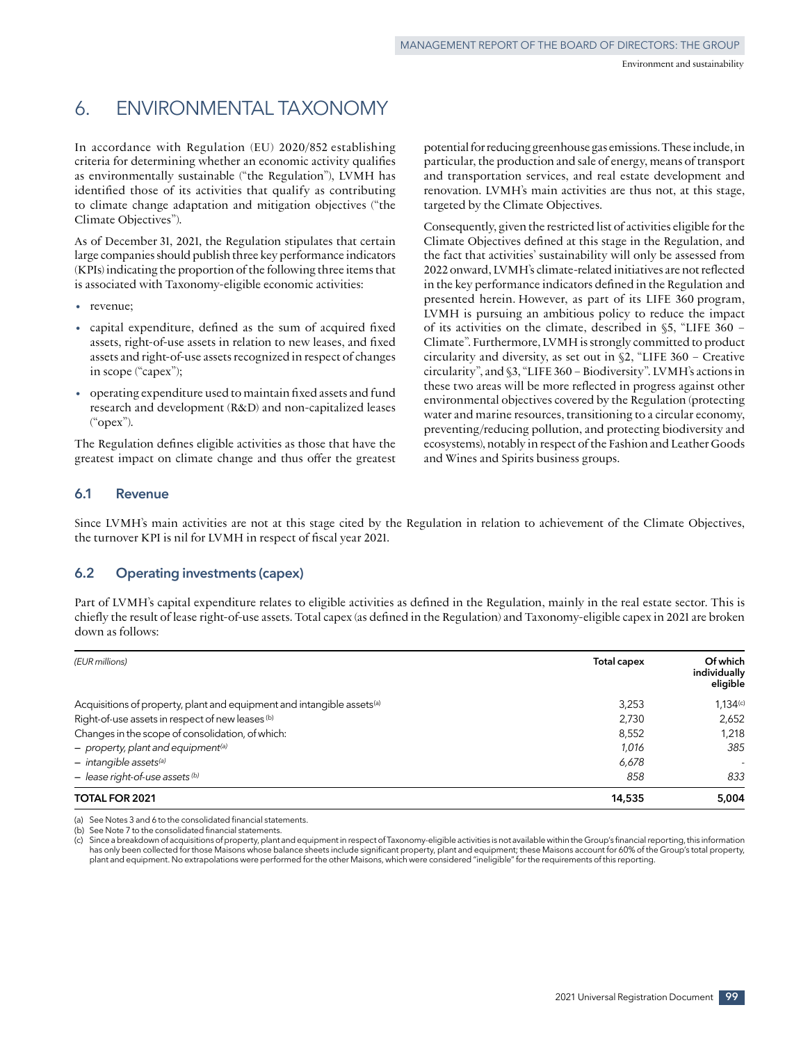# 6. ENVIRONMENTAL TAXONOMY

In accordance with Regulation (EU) 2020/852 establishing criteria for determining whether an economic activity qualifies as environmentally sustainable ("the Regulation"), LVMH has identified those of its activities that qualify as contributing to climate change adaptation and mitigation objectives ("the Climate Objectives").

As of December 31, 2021, the Regulation stipulates that certain large companies should publish three key performance indicators (KPIs) indicating the proportion of the following three items that is associated with Taxonomy-eligible economic activities:

- revenue;
- capital expenditure, defined as the sum of acquired fixed assets, right-of-use assets in relation to new leases, and fixed assets and right-of-use assets recognized in respect of changes in scope ("capex");
- operating expenditure used to maintain fixed assets and fund research and development (R&D) and non-capitalized leases ("opex").

The Regulation defines eligible activities as those that have the greatest impact on climate change and thus offer the greatest potential for reducing greenhouse gas emissions. These include, in particular, the production and sale of energy, means of transport and transportation services, and real estate development and renovation. LVMH's main activities are thus not, at this stage, targeted by the Climate Objectives.

Consequently, given the restricted list of activities eligible for the Climate Objectives defined at this stage in the Regulation, and the fact that activities' sustainability will only be assessed from 2022 onward, LVMH's climate-related initiatives are not reflected in the key performance indicators defined in the Regulation and presented herein. However, as part of its LIFE 360 program, LVMH is pursuing an ambitious policy to reduce the impact of its activities on the climate, described in §5, "LIFE 360 – Climate". Furthermore, LVMH is strongly committed to product circularity and diversity, as set out in §2, "LIFE 360 – Creative circularity", and §3, "LIFE 360 – Biodiversity". LVMH's actions in these two areas will be more reflected in progress against other environmental objectives covered by the Regulation (protecting water and marine resources, transitioning to a circular economy, preventing/reducing pollution, and protecting biodiversity and ecosystems), notably in respect of the Fashion and Leather Goods and Wines and Spirits business groups.

## 6.1 Revenue

Since LVMH's main activities are not at this stage cited by the Regulation in relation to achievement of the Climate Objectives, the turnover KPI is nil for LVMH in respect of fiscal year 2021.

## 6.2 Operating investments (capex)

Part of LVMH's capital expenditure relates to eligible activities as defined in the Regulation, mainly in the real estate sector. This is chiefly the result of lease right-of-use assets. Total capex (as defined in the Regulation) and Taxonomy-eligible capex in 2021 are broken down as follows:

| *(EUR millions)* | Total capex | Of which individually eligible |
|---|---|---|
| Acquisitions of property, plant and equipment and intangible assets[(a)] | 3,253 | 1,134[(c)] |
| Right-of-use assets in respect of new leases [(b)] | 2,730 | 2,652 |
| Changes in the scope of consolidation, of which: | 8,552 | 1,218 |
| – *property, plant and equipment[(a)]* | *1,016* | *385* |
| – *intangible assets[(a)]* | *6,678* | - |
| – *lease right-of-use assets [(b)]* | *858* | *833* |
| **TOTAL FOR 2021** | **14,535** | **5,004** |

(a) See Notes 3 and 6 to the consolidated financial statements.
(b) See Note 7 to the consolidated financial statements.
(c) Since a breakdown of acquisitions of property, plant and equipment in respect of Taxonomy-eligible activities is not available within the Group's financial reporting, this information has only been collected for those Maisons whose balance sheets include significant property, plant and equipment; these Maisons account for 60% of the Group's total property, plant and equipment. No extrapolations were performed for the other Maisons, which were considered "ineligible" for the requirements of this reporting.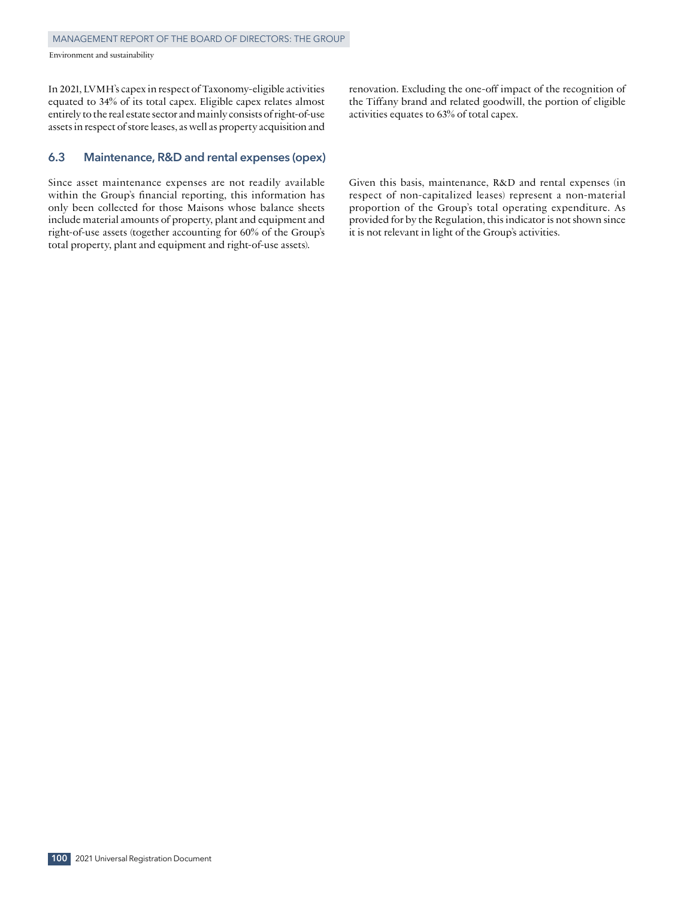In 2021, LVMH's capex in respect of Taxonomy-eligible activities equated to 34% of its total capex. Eligible capex relates almost entirely to the real estate sector and mainly consists of right-of-use assets in respect of store leases, as well as property acquisition and renovation. Excluding the one-off impact of the recognition of the Tiffany brand and related goodwill, the portion of eligible activities equates to 63% of total capex.

### 6.3 Maintenance, R&D and rental expenses (opex)

Since asset maintenance expenses are not readily available within the Group's financial reporting, this information has only been collected for those Maisons whose balance sheets include material amounts of property, plant and equipment and right-of-use assets (together accounting for 60% of the Group's total property, plant and equipment and right-of-use assets).

Given this basis, maintenance, R&D and rental expenses (in respect of non-capitalized leases) represent a non-material proportion of the Group's total operating expenditure. As provided for by the Regulation, this indicator is not shown since it is not relevant in light of the Group's activities.